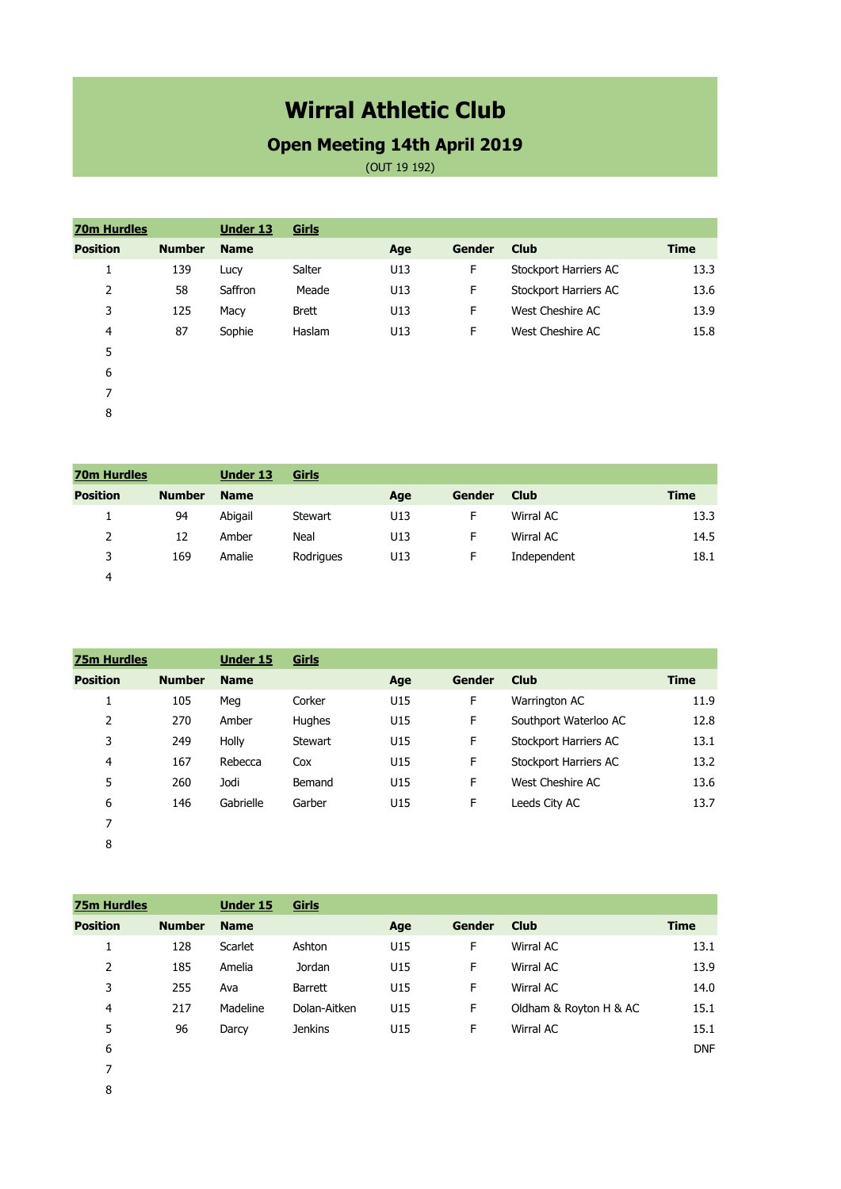# Wirral Athletic Club

## Open Meeting 14th April 2019

(OUT 19 192)

| 70m Hurdles | | Under 13 | Girls | | | | |
|---|---|---|---|---|---|---|---|
| Position | Number | Name | | Age | Gender | Club | Time |
| 1 | 139 | Lucy | Salter | U13 | F | Stockport Harriers AC | 13.3 |
| 2 | 58 | Saffron | Meade | U13 | F | Stockport Harriers AC | 13.6 |
| 3 | 125 | Macy | Brett | U13 | F | West Cheshire AC | 13.9 |
| 4 | 87 | Sophie | Haslam | U13 | F | West Cheshire AC | 15.8 |
| 5 | | | | | | | |
| 6 | | | | | | | |
| 7 | | | | | | | |
| 8 | | | | | | | |

| 70m Hurdles | | Under 13 | Girls | | | | |
|---|---|---|---|---|---|---|---|
| Position | Number | Name | | Age | Gender | Club | Time |
| 1 | 94 | Abigail | Stewart | U13 | F | Wirral AC | 13.3 |
| 2 | 12 | Amber | Neal | U13 | F | Wirral AC | 14.5 |
| 3 | 169 | Amalie | Rodrigues | U13 | F | Independent | 18.1 |
| 4 | | | | | | | |

| 75m Hurdles | | Under 15 | Girls | | | | |
|---|---|---|---|---|---|---|---|
| Position | Number | Name | | Age | Gender | Club | Time |
| 1 | 105 | Meg | Corker | U15 | F | Warrington AC | 11.9 |
| 2 | 270 | Amber | Hughes | U15 | F | Southport Waterloo AC | 12.8 |
| 3 | 249 | Holly | Stewart | U15 | F | Stockport Harriers AC | 13.1 |
| 4 | 167 | Rebecca | Cox | U15 | F | Stockport Harriers AC | 13.2 |
| 5 | 260 | Jodi | Bemand | U15 | F | West Cheshire AC | 13.6 |
| 6 | 146 | Gabrielle | Garber | U15 | F | Leeds City AC | 13.7 |
| 7 | | | | | | | |
| 8 | | | | | | | |

| 75m Hurdles | | Under 15 | Girls | | | | |
|---|---|---|---|---|---|---|---|
| Position | Number | Name | | Age | Gender | Club | Time |
| 1 | 128 | Scarlet | Ashton | U15 | F | Wirral AC | 13.1 |
| 2 | 185 | Amelia | Jordan | U15 | F | Wirral AC | 13.9 |
| 3 | 255 | Ava | Barrett | U15 | F | Wirral AC | 14.0 |
| 4 | 217 | Madeline | Dolan-Aitken | U15 | F | Oldham & Royton H & AC | 15.1 |
| 5 | 96 | Darcy | Jenkins | U15 | F | Wirral AC | 15.1 |
| 6 | | | | | | | DNF |
| 7 | | | | | | | |
| 8 | | | | | | | |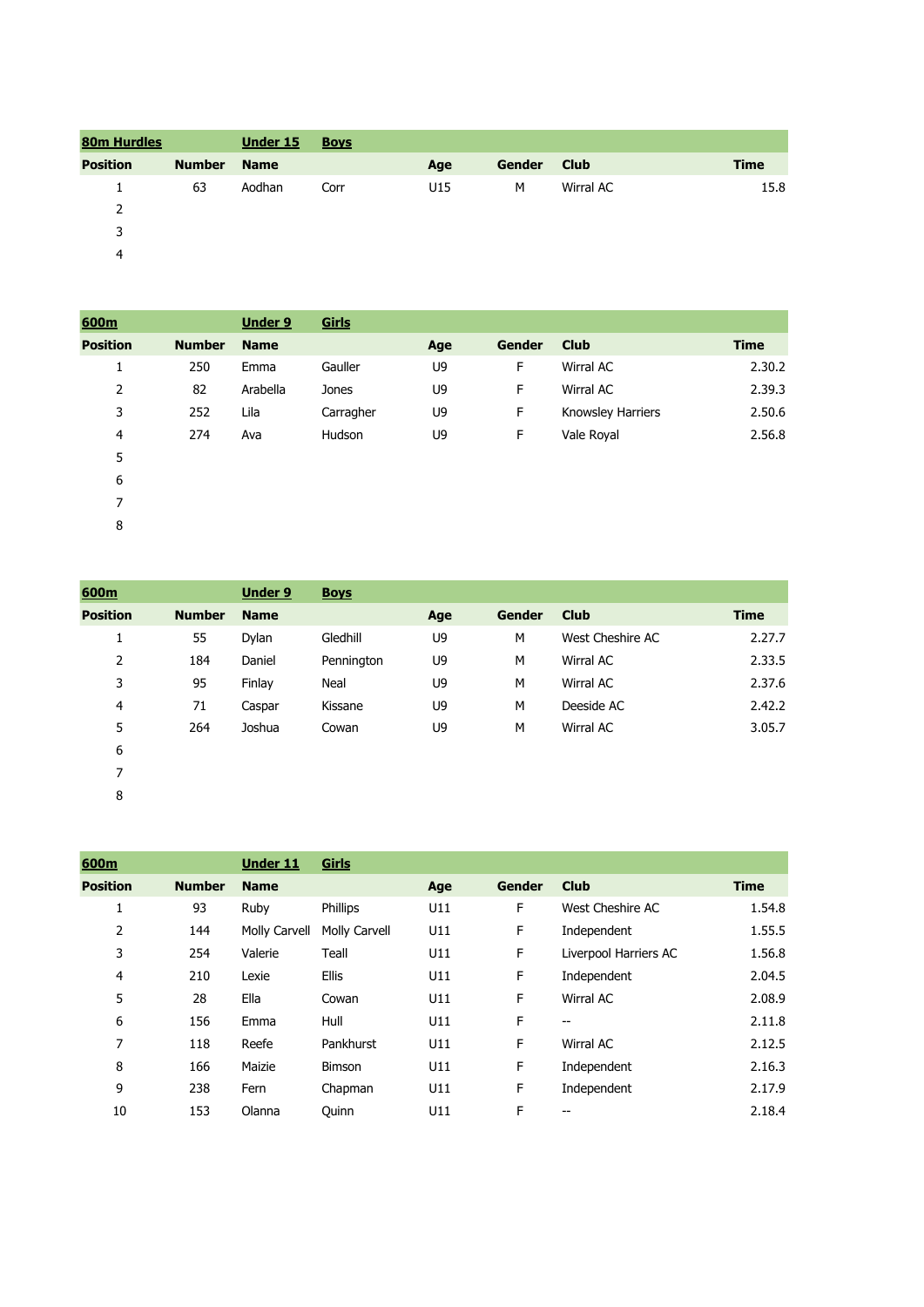| 80m Hurdles | | Under 15 | Boys | | | | |
|---|---|---|---|---|---|---|---|
| **Position** | **Number** | **Name** | | **Age** | **Gender** | **Club** | **Time** |
| 1 | 63 | Aodhan | Corr | U15 | M | Wirral AC | 15.8 |
| 2 | | | | | | | |
| 3 | | | | | | | |
| 4 | | | | | | | |

| 600m | | Under 9 | Girls | | | | |
|---|---|---|---|---|---|---|---|
| **Position** | **Number** | **Name** | | **Age** | **Gender** | **Club** | **Time** |
| 1 | 250 | Emma | Gauller | U9 | F | Wirral AC | 2.30.2 |
| 2 | 82 | Arabella | Jones | U9 | F | Wirral AC | 2.39.3 |
| 3 | 252 | Lila | Carragher | U9 | F | Knowsley Harriers | 2.50.6 |
| 4 | 274 | Ava | Hudson | U9 | F | Vale Royal | 2.56.8 |
| 5 | | | | | | | |
| 6 | | | | | | | |
| 7 | | | | | | | |
| 8 | | | | | | | |

| 600m | | Under 9 | Boys | | | | |
|---|---|---|---|---|---|---|---|
| **Position** | **Number** | **Name** | | **Age** | **Gender** | **Club** | **Time** |
| 1 | 55 | Dylan | Gledhill | U9 | M | West Cheshire AC | 2.27.7 |
| 2 | 184 | Daniel | Pennington | U9 | M | Wirral AC | 2.33.5 |
| 3 | 95 | Finlay | Neal | U9 | M | Wirral AC | 2.37.6 |
| 4 | 71 | Caspar | Kissane | U9 | M | Deeside AC | 2.42.2 |
| 5 | 264 | Joshua | Cowan | U9 | M | Wirral AC | 3.05.7 |
| 6 | | | | | | | |
| 7 | | | | | | | |
| 8 | | | | | | | |

| 600m | | Under 11 | Girls | | | | |
|---|---|---|---|---|---|---|---|
| **Position** | **Number** | **Name** | | **Age** | **Gender** | **Club** | **Time** |
| 1 | 93 | Ruby | Phillips | U11 | F | West Cheshire AC | 1.54.8 |
| 2 | 144 | Molly Carvell | Molly Carvell | U11 | F | Independent | 1.55.5 |
| 3 | 254 | Valerie | Teall | U11 | F | Liverpool Harriers AC | 1.56.8 |
| 4 | 210 | Lexie | Ellis | U11 | F | Independent | 2.04.5 |
| 5 | 28 | Ella | Cowan | U11 | F | Wirral AC | 2.08.9 |
| 6 | 156 | Emma | Hull | U11 | F | -- | 2.11.8 |
| 7 | 118 | Reefe | Pankhurst | U11 | F | Wirral AC | 2.12.5 |
| 8 | 166 | Maizie | Bimson | U11 | F | Independent | 2.16.3 |
| 9 | 238 | Fern | Chapman | U11 | F | Independent | 2.17.9 |
| 10 | 153 | Olanna | Quinn | U11 | F | -- | 2.18.4 |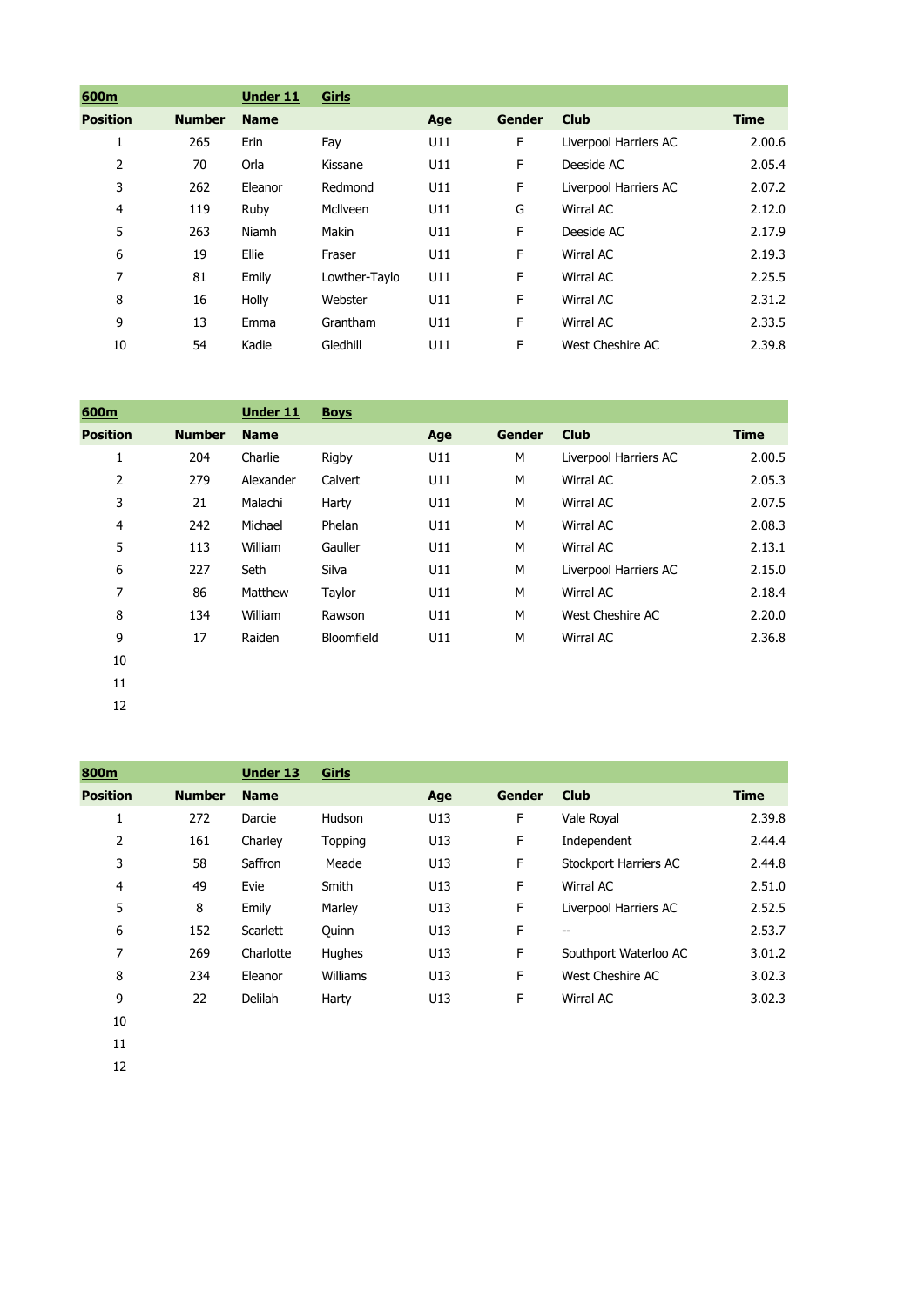| 600m | | Under 11 | Girls | | | | |
|---|---|---|---|---|---|---|---|
| Position | Number | Name | | Age | Gender | Club | Time |
| 1 | 265 | Erin | Fay | U11 | F | Liverpool Harriers AC | 2.00.6 |
| 2 | 70 | Orla | Kissane | U11 | F | Deeside AC | 2.05.4 |
| 3 | 262 | Eleanor | Redmond | U11 | F | Liverpool Harriers AC | 2.07.2 |
| 4 | 119 | Ruby | McIlveen | U11 | G | Wirral AC | 2.12.0 |
| 5 | 263 | Niamh | Makin | U11 | F | Deeside AC | 2.17.9 |
| 6 | 19 | Ellie | Fraser | U11 | F | Wirral AC | 2.19.3 |
| 7 | 81 | Emily | Lowther-Taylo | U11 | F | Wirral AC | 2.25.5 |
| 8 | 16 | Holly | Webster | U11 | F | Wirral AC | 2.31.2 |
| 9 | 13 | Emma | Grantham | U11 | F | Wirral AC | 2.33.5 |
| 10 | 54 | Kadie | Gledhill | U11 | F | West Cheshire AC | 2.39.8 |

| 600m | | Under 11 | Boys | | | | |
|---|---|---|---|---|---|---|---|
| Position | Number | Name | | Age | Gender | Club | Time |
| 1 | 204 | Charlie | Rigby | U11 | M | Liverpool Harriers AC | 2.00.5 |
| 2 | 279 | Alexander | Calvert | U11 | M | Wirral AC | 2.05.3 |
| 3 | 21 | Malachi | Harty | U11 | M | Wirral AC | 2.07.5 |
| 4 | 242 | Michael | Phelan | U11 | M | Wirral AC | 2.08.3 |
| 5 | 113 | William | Gauller | U11 | M | Wirral AC | 2.13.1 |
| 6 | 227 | Seth | Silva | U11 | M | Liverpool Harriers AC | 2.15.0 |
| 7 | 86 | Matthew | Taylor | U11 | M | Wirral AC | 2.18.4 |
| 8 | 134 | William | Rawson | U11 | M | West Cheshire AC | 2.20.0 |
| 9 | 17 | Raiden | Bloomfield | U11 | M | Wirral AC | 2.36.8 |
| 10 | | | | | | | |
| 11 | | | | | | | |
| 12 | | | | | | | |

| 800m | | Under 13 | Girls | | | | |
|---|---|---|---|---|---|---|---|
| Position | Number | Name | | Age | Gender | Club | Time |
| 1 | 272 | Darcie | Hudson | U13 | F | Vale Royal | 2.39.8 |
| 2 | 161 | Charley | Topping | U13 | F | Independent | 2.44.4 |
| 3 | 58 | Saffron | Meade | U13 | F | Stockport Harriers AC | 2.44.8 |
| 4 | 49 | Evie | Smith | U13 | F | Wirral AC | 2.51.0 |
| 5 | 8 | Emily | Marley | U13 | F | Liverpool Harriers AC | 2.52.5 |
| 6 | 152 | Scarlett | Quinn | U13 | F | -- | 2.53.7 |
| 7 | 269 | Charlotte | Hughes | U13 | F | Southport Waterloo AC | 3.01.2 |
| 8 | 234 | Eleanor | Williams | U13 | F | West Cheshire AC | 3.02.3 |
| 9 | 22 | Delilah | Harty | U13 | F | Wirral AC | 3.02.3 |
| 10 | | | | | | | |
| 11 | | | | | | | |
| 12 | | | | | | | |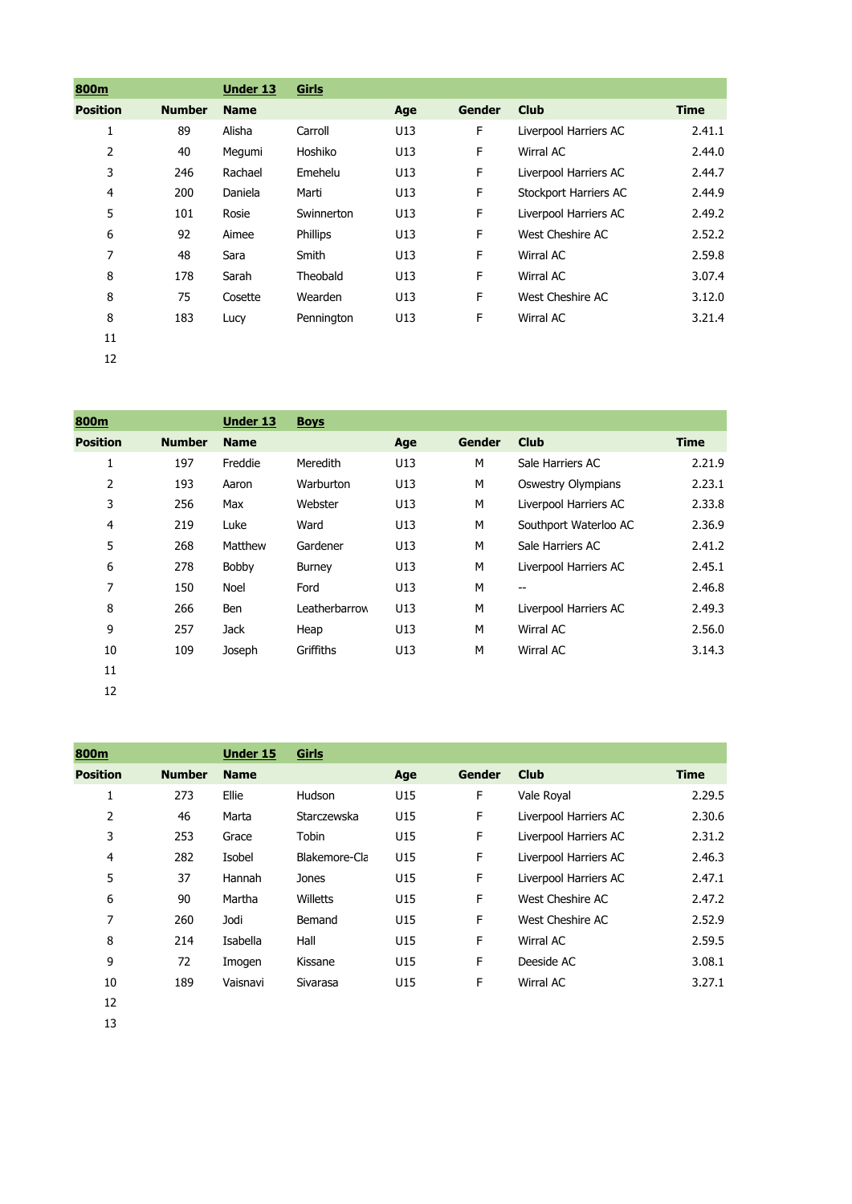| 800m | | Under 13 | Girls | | | | |
|---|---|---|---|---|---|---|---|
| **Position** | **Number** | **Name** | | **Age** | **Gender** | **Club** | **Time** |
| 1 | 89 | Alisha | Carroll | U13 | F | Liverpool Harriers AC | 2.41.1 |
| 2 | 40 | Megumi | Hoshiko | U13 | F | Wirral AC | 2.44.0 |
| 3 | 246 | Rachael | Emehelu | U13 | F | Liverpool Harriers AC | 2.44.7 |
| 4 | 200 | Daniela | Marti | U13 | F | Stockport Harriers AC | 2.44.9 |
| 5 | 101 | Rosie | Swinnerton | U13 | F | Liverpool Harriers AC | 2.49.2 |
| 6 | 92 | Aimee | Phillips | U13 | F | West Cheshire AC | 2.52.2 |
| 7 | 48 | Sara | Smith | U13 | F | Wirral AC | 2.59.8 |
| 8 | 178 | Sarah | Theobald | U13 | F | Wirral AC | 3.07.4 |
| 8 | 75 | Cosette | Wearden | U13 | F | West Cheshire AC | 3.12.0 |
| 8 | 183 | Lucy | Pennington | U13 | F | Wirral AC | 3.21.4 |
| 11 | | | | | | | |
| 12 | | | | | | | |

| 800m | | Under 13 | Boys | | | | |
|---|---|---|---|---|---|---|---|
| **Position** | **Number** | **Name** | | **Age** | **Gender** | **Club** | **Time** |
| 1 | 197 | Freddie | Meredith | U13 | M | Sale Harriers AC | 2.21.9 |
| 2 | 193 | Aaron | Warburton | U13 | M | Oswestry Olympians | 2.23.1 |
| 3 | 256 | Max | Webster | U13 | M | Liverpool Harriers AC | 2.33.8 |
| 4 | 219 | Luke | Ward | U13 | M | Southport Waterloo AC | 2.36.9 |
| 5 | 268 | Matthew | Gardener | U13 | M | Sale Harriers AC | 2.41.2 |
| 6 | 278 | Bobby | Burney | U13 | M | Liverpool Harriers AC | 2.45.1 |
| 7 | 150 | Noel | Ford | U13 | M | -- | 2.46.8 |
| 8 | 266 | Ben | Leatherbarrow | U13 | M | Liverpool Harriers AC | 2.49.3 |
| 9 | 257 | Jack | Heap | U13 | M | Wirral AC | 2.56.0 |
| 10 | 109 | Joseph | Griffiths | U13 | M | Wirral AC | 3.14.3 |
| 11 | | | | | | | |
| 12 | | | | | | | |

| 800m | | Under 15 | Girls | | | | |
|---|---|---|---|---|---|---|---|
| **Position** | **Number** | **Name** | | **Age** | **Gender** | **Club** | **Time** |
| 1 | 273 | Ellie | Hudson | U15 | F | Vale Royal | 2.29.5 |
| 2 | 46 | Marta | Starczewska | U15 | F | Liverpool Harriers AC | 2.30.6 |
| 3 | 253 | Grace | Tobin | U15 | F | Liverpool Harriers AC | 2.31.2 |
| 4 | 282 | Isobel | Blakemore-Cla | U15 | F | Liverpool Harriers AC | 2.46.3 |
| 5 | 37 | Hannah | Jones | U15 | F | Liverpool Harriers AC | 2.47.1 |
| 6 | 90 | Martha | Willetts | U15 | F | West Cheshire AC | 2.47.2 |
| 7 | 260 | Jodi | Bemand | U15 | F | West Cheshire AC | 2.52.9 |
| 8 | 214 | Isabella | Hall | U15 | F | Wirral AC | 2.59.5 |
| 9 | 72 | Imogen | Kissane | U15 | F | Deeside AC | 3.08.1 |
| 10 | 189 | Vaisnavi | Sivarasa | U15 | F | Wirral AC | 3.27.1 |
| 12 | | | | | | | |
| 13 | | | | | | | |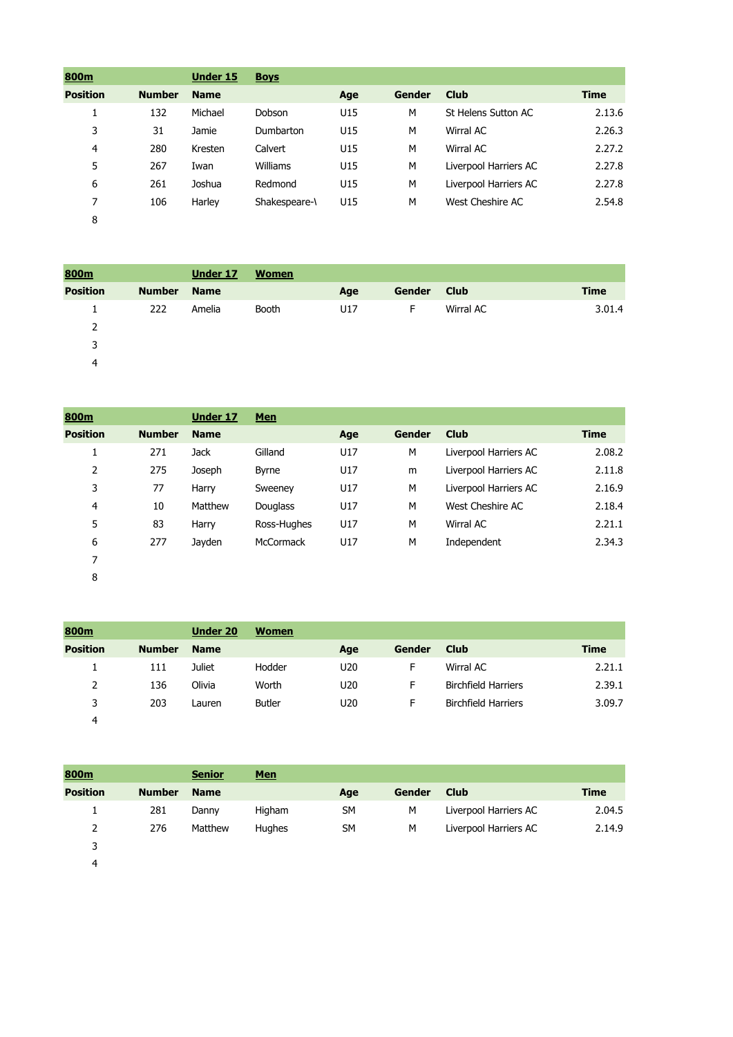| 800m | | Under 15 | Boys | | | | |
|---|---|---|---|---|---|---|---|
| Position | Number | Name | | Age | Gender | Club | Time |
| 1 | 132 | Michael | Dobson | U15 | M | St Helens Sutton AC | 2.13.6 |
| 3 | 31 | Jamie | Dumbarton | U15 | M | Wirral AC | 2.26.3 |
| 4 | 280 | Kresten | Calvert | U15 | M | Wirral AC | 2.27.2 |
| 5 | 267 | Iwan | Williams | U15 | M | Liverpool Harriers AC | 2.27.8 |
| 6 | 261 | Joshua | Redmond | U15 | M | Liverpool Harriers AC | 2.27.8 |
| 7 | 106 | Harley | Shakespeare-\ | U15 | M | West Cheshire AC | 2.54.8 |
| 8 | | | | | | | |

| 800m | | Under 17 | Women | | | | |
|---|---|---|---|---|---|---|---|
| Position | Number | Name | | Age | Gender | Club | Time |
| 1 | 222 | Amelia | Booth | U17 | F | Wirral AC | 3.01.4 |
| 2 | | | | | | | |
| 3 | | | | | | | |
| 4 | | | | | | | |

| 800m | | Under 17 | Men | | | | |
|---|---|---|---|---|---|---|---|
| Position | Number | Name | | Age | Gender | Club | Time |
| 1 | 271 | Jack | Gilland | U17 | M | Liverpool Harriers AC | 2.08.2 |
| 2 | 275 | Joseph | Byrne | U17 | m | Liverpool Harriers AC | 2.11.8 |
| 3 | 77 | Harry | Sweeney | U17 | M | Liverpool Harriers AC | 2.16.9 |
| 4 | 10 | Matthew | Douglass | U17 | M | West Cheshire AC | 2.18.4 |
| 5 | 83 | Harry | Ross-Hughes | U17 | M | Wirral AC | 2.21.1 |
| 6 | 277 | Jayden | McCormack | U17 | M | Independent | 2.34.3 |
| 7 | | | | | | | |
| 8 | | | | | | | |

| 800m | | Under 20 | Women | | | | |
|---|---|---|---|---|---|---|---|
| Position | Number | Name | | Age | Gender | Club | Time |
| 1 | 111 | Juliet | Hodder | U20 | F | Wirral AC | 2.21.1 |
| 2 | 136 | Olivia | Worth | U20 | F | Birchfield Harriers | 2.39.1 |
| 3 | 203 | Lauren | Butler | U20 | F | Birchfield Harriers | 3.09.7 |
| 4 | | | | | | | |

| 800m | | Senior | Men | | | | |
|---|---|---|---|---|---|---|---|
| Position | Number | Name | | Age | Gender | Club | Time |
| 1 | 281 | Danny | Higham | SM | M | Liverpool Harriers AC | 2.04.5 |
| 2 | 276 | Matthew | Hughes | SM | M | Liverpool Harriers AC | 2.14.9 |
| 3 | | | | | | | |
| 4 | | | | | | | |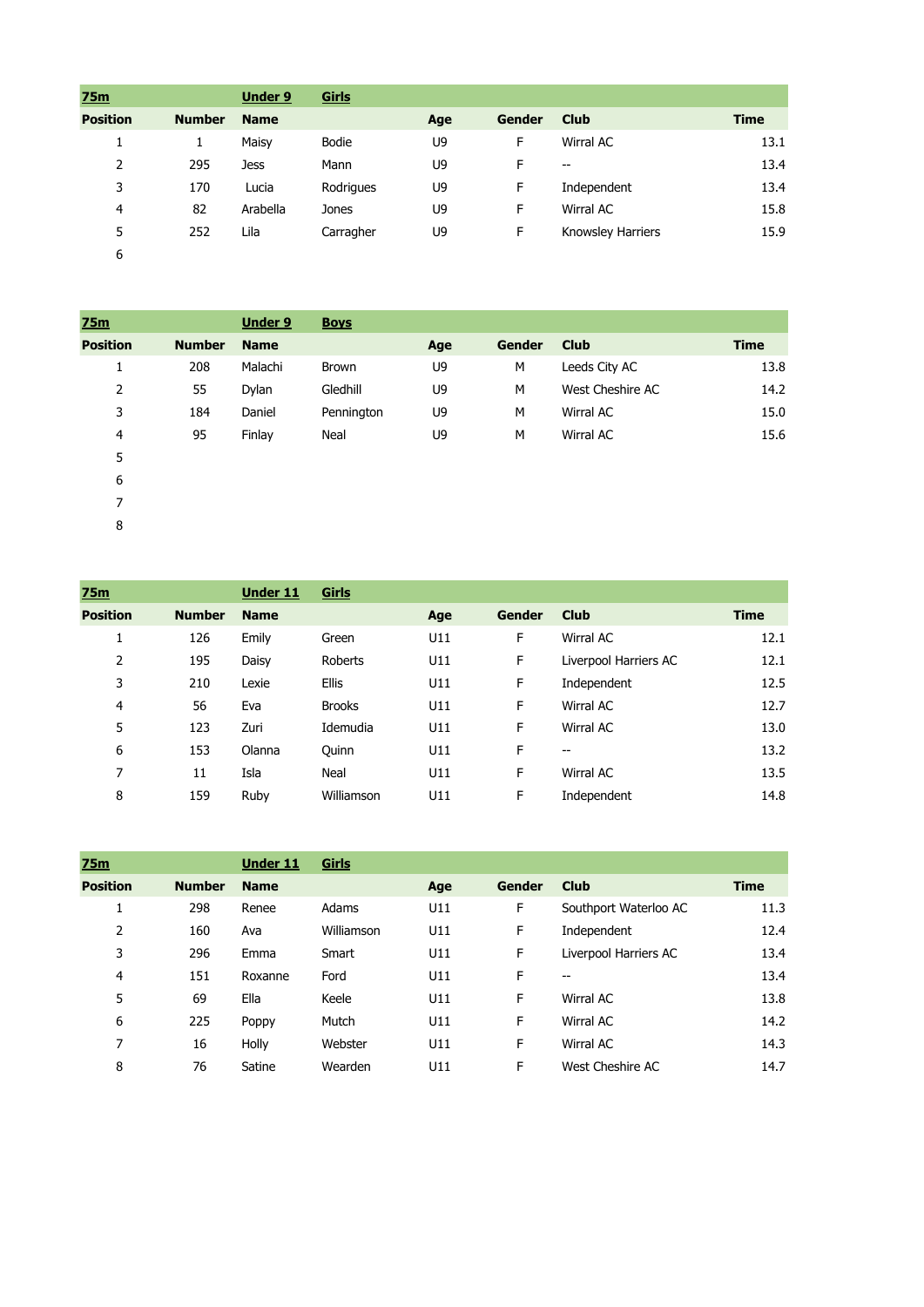| 75m | | Under 9 | Girls | | | | |
|---|---|---|---|---|---|---|---|
| Position | Number | Name | | Age | Gender | Club | Time |
| 1 | 1 | Maisy | Bodie | U9 | F | Wirral AC | 13.1 |
| 2 | 295 | Jess | Mann | U9 | F | -- | 13.4 |
| 3 | 170 | Lucia | Rodrigues | U9 | F | Independent | 13.4 |
| 4 | 82 | Arabella | Jones | U9 | F | Wirral AC | 15.8 |
| 5 | 252 | Lila | Carragher | U9 | F | Knowsley Harriers | 15.9 |
| 6 | | | | | | | |

| 75m | | Under 9 | Boys | | | | |
|---|---|---|---|---|---|---|---|
| Position | Number | Name | | Age | Gender | Club | Time |
| 1 | 208 | Malachi | Brown | U9 | M | Leeds City AC | 13.8 |
| 2 | 55 | Dylan | Gledhill | U9 | M | West Cheshire AC | 14.2 |
| 3 | 184 | Daniel | Pennington | U9 | M | Wirral AC | 15.0 |
| 4 | 95 | Finlay | Neal | U9 | M | Wirral AC | 15.6 |
| 5 | | | | | | | |
| 6 | | | | | | | |
| 7 | | | | | | | |
| 8 | | | | | | | |

| 75m | | Under 11 | Girls | | | | |
|---|---|---|---|---|---|---|---|
| Position | Number | Name | | Age | Gender | Club | Time |
| 1 | 126 | Emily | Green | U11 | F | Wirral AC | 12.1 |
| 2 | 195 | Daisy | Roberts | U11 | F | Liverpool Harriers AC | 12.1 |
| 3 | 210 | Lexie | Ellis | U11 | F | Independent | 12.5 |
| 4 | 56 | Eva | Brooks | U11 | F | Wirral AC | 12.7 |
| 5 | 123 | Zuri | Idemudia | U11 | F | Wirral AC | 13.0 |
| 6 | 153 | Olanna | Quinn | U11 | F | -- | 13.2 |
| 7 | 11 | Isla | Neal | U11 | F | Wirral AC | 13.5 |
| 8 | 159 | Ruby | Williamson | U11 | F | Independent | 14.8 |

| 75m | | Under 11 | Girls | | | | |
|---|---|---|---|---|---|---|---|
| Position | Number | Name | | Age | Gender | Club | Time |
| 1 | 298 | Renee | Adams | U11 | F | Southport Waterloo AC | 11.3 |
| 2 | 160 | Ava | Williamson | U11 | F | Independent | 12.4 |
| 3 | 296 | Emma | Smart | U11 | F | Liverpool Harriers AC | 13.4 |
| 4 | 151 | Roxanne | Ford | U11 | F | -- | 13.4 |
| 5 | 69 | Ella | Keele | U11 | F | Wirral AC | 13.8 |
| 6 | 225 | Poppy | Mutch | U11 | F | Wirral AC | 14.2 |
| 7 | 16 | Holly | Webster | U11 | F | Wirral AC | 14.3 |
| 8 | 76 | Satine | Wearden | U11 | F | West Cheshire AC | 14.7 |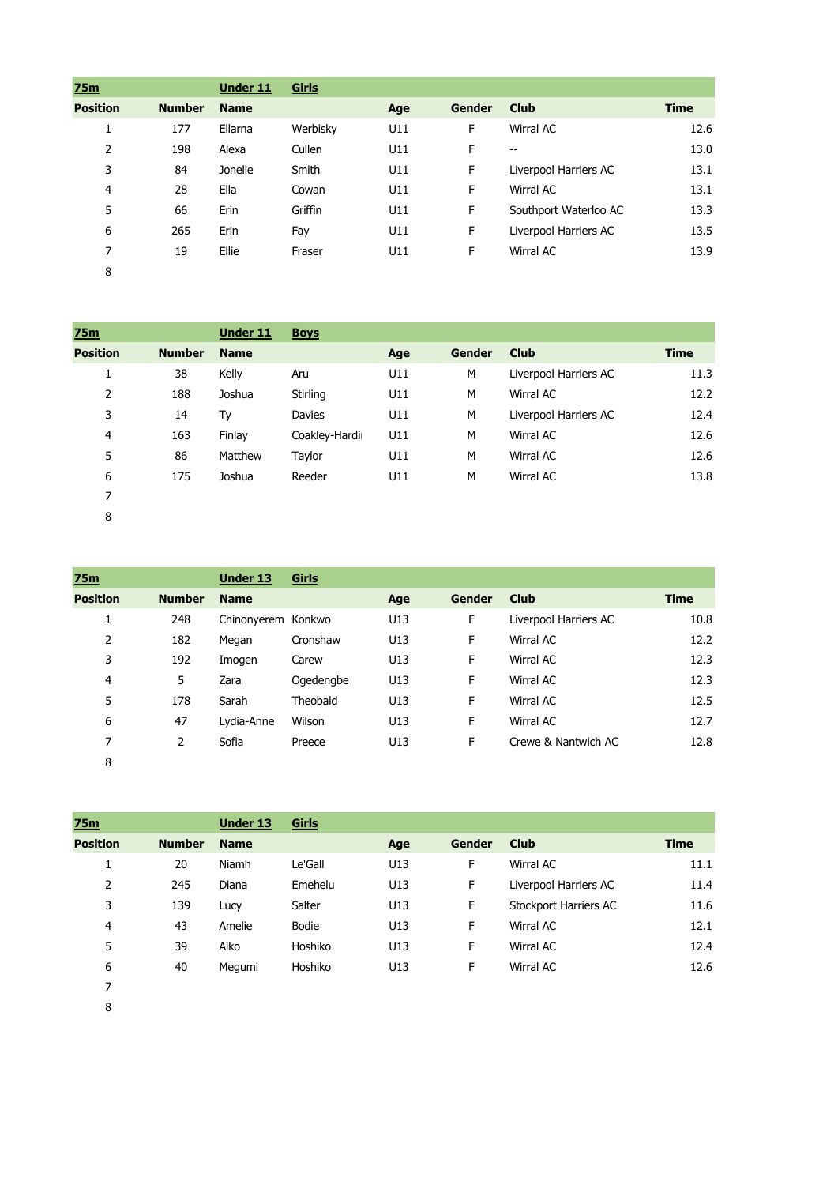| 75m | | Under 11 | Girls | | | | |
|---|---|---|---|---|---|---|---|
| **Position** | **Number** | **Name** | | **Age** | **Gender** | **Club** | **Time** |
| 1 | 177 | Ellarna | Werbisky | U11 | F | Wirral AC | 12.6 |
| 2 | 198 | Alexa | Cullen | U11 | F | -- | 13.0 |
| 3 | 84 | Jonelle | Smith | U11 | F | Liverpool Harriers AC | 13.1 |
| 4 | 28 | Ella | Cowan | U11 | F | Wirral AC | 13.1 |
| 5 | 66 | Erin | Griffin | U11 | F | Southport Waterloo AC | 13.3 |
| 6 | 265 | Erin | Fay | U11 | F | Liverpool Harriers AC | 13.5 |
| 7 | 19 | Ellie | Fraser | U11 | F | Wirral AC | 13.9 |
| 8 | | | | | | | |

| 75m | | Under 11 | Boys | | | | |
|---|---|---|---|---|---|---|---|
| **Position** | **Number** | **Name** | | **Age** | **Gender** | **Club** | **Time** |
| 1 | 38 | Kelly | Aru | U11 | M | Liverpool Harriers AC | 11.3 |
| 2 | 188 | Joshua | Stirling | U11 | M | Wirral AC | 12.2 |
| 3 | 14 | Ty | Davies | U11 | M | Liverpool Harriers AC | 12.4 |
| 4 | 163 | Finlay | Coakley-Hardi | U11 | M | Wirral AC | 12.6 |
| 5 | 86 | Matthew | Taylor | U11 | M | Wirral AC | 12.6 |
| 6 | 175 | Joshua | Reeder | U11 | M | Wirral AC | 13.8 |
| 7 | | | | | | | |
| 8 | | | | | | | |

| 75m | | Under 13 | Girls | | | | |
|---|---|---|---|---|---|---|---|
| **Position** | **Number** | **Name** | | **Age** | **Gender** | **Club** | **Time** |
| 1 | 248 | Chinonyerem | Konkwo | U13 | F | Liverpool Harriers AC | 10.8 |
| 2 | 182 | Megan | Cronshaw | U13 | F | Wirral AC | 12.2 |
| 3 | 192 | Imogen | Carew | U13 | F | Wirral AC | 12.3 |
| 4 | 5 | Zara | Ogedengbe | U13 | F | Wirral AC | 12.3 |
| 5 | 178 | Sarah | Theobald | U13 | F | Wirral AC | 12.5 |
| 6 | 47 | Lydia-Anne | Wilson | U13 | F | Wirral AC | 12.7 |
| 7 | 2 | Sofia | Preece | U13 | F | Crewe & Nantwich AC | 12.8 |
| 8 | | | | | | | |

| 75m | | Under 13 | Girls | | | | |
|---|---|---|---|---|---|---|---|
| **Position** | **Number** | **Name** | | **Age** | **Gender** | **Club** | **Time** |
| 1 | 20 | Niamh | Le'Gall | U13 | F | Wirral AC | 11.1 |
| 2 | 245 | Diana | Emehelu | U13 | F | Liverpool Harriers AC | 11.4 |
| 3 | 139 | Lucy | Salter | U13 | F | Stockport Harriers AC | 11.6 |
| 4 | 43 | Amelie | Bodie | U13 | F | Wirral AC | 12.1 |
| 5 | 39 | Aiko | Hoshiko | U13 | F | Wirral AC | 12.4 |
| 6 | 40 | Megumi | Hoshiko | U13 | F | Wirral AC | 12.6 |
| 7 | | | | | | | |
| 8 | | | | | | | |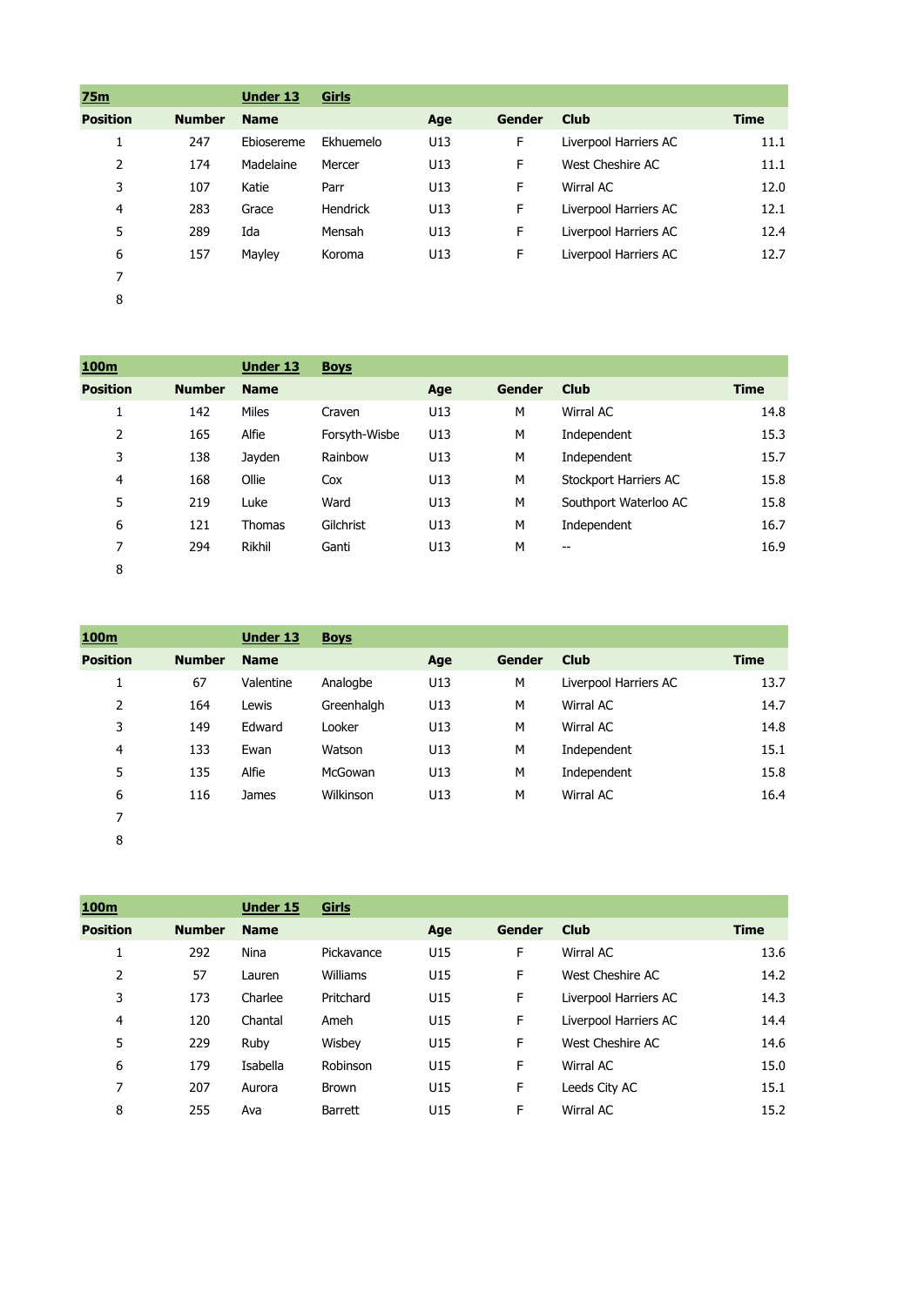| 75m | | Under 13 | Girls | | | | |
|---|---|---|---|---|---|---|---|
| **Position** | **Number** | **Name** | | **Age** | **Gender** | **Club** | **Time** |
| 1 | 247 | Ebiosereme | Ekhuemelo | U13 | F | Liverpool Harriers AC | 11.1 |
| 2 | 174 | Madelaine | Mercer | U13 | F | West Cheshire AC | 11.1 |
| 3 | 107 | Katie | Parr | U13 | F | Wirral AC | 12.0 |
| 4 | 283 | Grace | Hendrick | U13 | F | Liverpool Harriers AC | 12.1 |
| 5 | 289 | Ida | Mensah | U13 | F | Liverpool Harriers AC | 12.4 |
| 6 | 157 | Mayley | Koroma | U13 | F | Liverpool Harriers AC | 12.7 |
| 7 | | | | | | | |
| 8 | | | | | | | |

| 100m | | Under 13 | Boys | | | | |
|---|---|---|---|---|---|---|---|
| **Position** | **Number** | **Name** | | **Age** | **Gender** | **Club** | **Time** |
| 1 | 142 | Miles | Craven | U13 | M | Wirral AC | 14.8 |
| 2 | 165 | Alfie | Forsyth-Wisbe | U13 | M | Independent | 15.3 |
| 3 | 138 | Jayden | Rainbow | U13 | M | Independent | 15.7 |
| 4 | 168 | Ollie | Cox | U13 | M | Stockport Harriers AC | 15.8 |
| 5 | 219 | Luke | Ward | U13 | M | Southport Waterloo AC | 15.8 |
| 6 | 121 | Thomas | Gilchrist | U13 | M | Independent | 16.7 |
| 7 | 294 | Rikhil | Ganti | U13 | M | -- | 16.9 |
| 8 | | | | | | | |

| 100m | | Under 13 | Boys | | | | |
|---|---|---|---|---|---|---|---|
| **Position** | **Number** | **Name** | | **Age** | **Gender** | **Club** | **Time** |
| 1 | 67 | Valentine | Analogbe | U13 | M | Liverpool Harriers AC | 13.7 |
| 2 | 164 | Lewis | Greenhalgh | U13 | M | Wirral AC | 14.7 |
| 3 | 149 | Edward | Looker | U13 | M | Wirral AC | 14.8 |
| 4 | 133 | Ewan | Watson | U13 | M | Independent | 15.1 |
| 5 | 135 | Alfie | McGowan | U13 | M | Independent | 15.8 |
| 6 | 116 | James | Wilkinson | U13 | M | Wirral AC | 16.4 |
| 7 | | | | | | | |
| 8 | | | | | | | |

| 100m | | Under 15 | Girls | | | | |
|---|---|---|---|---|---|---|---|
| **Position** | **Number** | **Name** | | **Age** | **Gender** | **Club** | **Time** |
| 1 | 292 | Nina | Pickavance | U15 | F | Wirral AC | 13.6 |
| 2 | 57 | Lauren | Williams | U15 | F | West Cheshire AC | 14.2 |
| 3 | 173 | Charlee | Pritchard | U15 | F | Liverpool Harriers AC | 14.3 |
| 4 | 120 | Chantal | Ameh | U15 | F | Liverpool Harriers AC | 14.4 |
| 5 | 229 | Ruby | Wisbey | U15 | F | West Cheshire AC | 14.6 |
| 6 | 179 | Isabella | Robinson | U15 | F | Wirral AC | 15.0 |
| 7 | 207 | Aurora | Brown | U15 | F | Leeds City AC | 15.1 |
| 8 | 255 | Ava | Barrett | U15 | F | Wirral AC | 15.2 |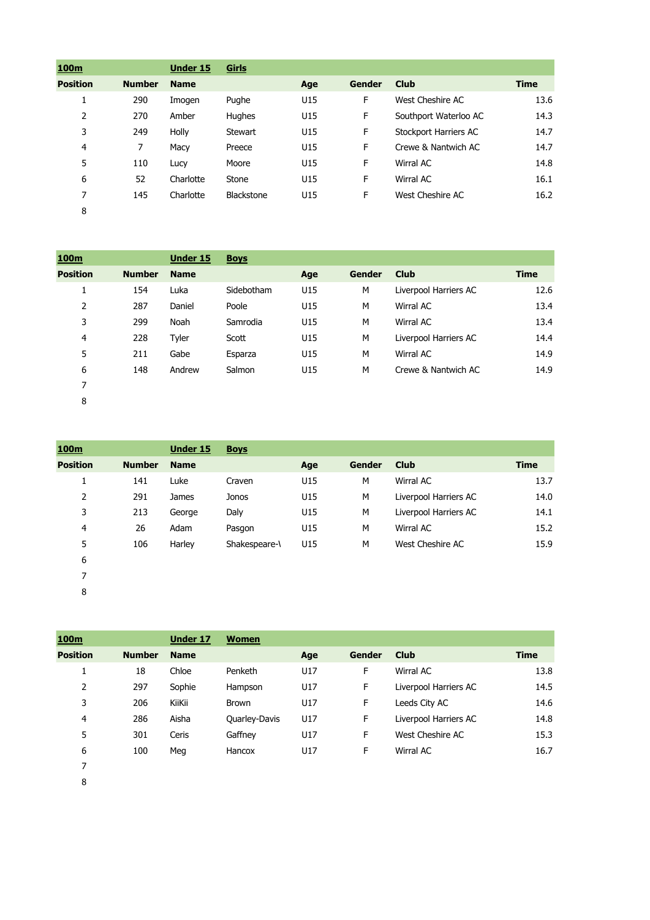| 100m | | Under 15 | Girls | | | | |
|---|---|---|---|---|---|---|---|
| **Position** | **Number** | **Name** | | **Age** | **Gender** | **Club** | **Time** |
| 1 | 290 | Imogen | Pughe | U15 | F | West Cheshire AC | 13.6 |
| 2 | 270 | Amber | Hughes | U15 | F | Southport Waterloo AC | 14.3 |
| 3 | 249 | Holly | Stewart | U15 | F | Stockport Harriers AC | 14.7 |
| 4 | 7 | Macy | Preece | U15 | F | Crewe & Nantwich AC | 14.7 |
| 5 | 110 | Lucy | Moore | U15 | F | Wirral AC | 14.8 |
| 6 | 52 | Charlotte | Stone | U15 | F | Wirral AC | 16.1 |
| 7 | 145 | Charlotte | Blackstone | U15 | F | West Cheshire AC | 16.2 |
| 8 | | | | | | | |

| 100m | | Under 15 | Boys | | | | |
|---|---|---|---|---|---|---|---|
| **Position** | **Number** | **Name** | | **Age** | **Gender** | **Club** | **Time** |
| 1 | 154 | Luka | Sidebotham | U15 | M | Liverpool Harriers AC | 12.6 |
| 2 | 287 | Daniel | Poole | U15 | M | Wirral AC | 13.4 |
| 3 | 299 | Noah | Samrodia | U15 | M | Wirral AC | 13.4 |
| 4 | 228 | Tyler | Scott | U15 | M | Liverpool Harriers AC | 14.4 |
| 5 | 211 | Gabe | Esparza | U15 | M | Wirral AC | 14.9 |
| 6 | 148 | Andrew | Salmon | U15 | M | Crewe & Nantwich AC | 14.9 |
| 7 | | | | | | | |
| 8 | | | | | | | |

| 100m | | Under 15 | Boys | | | | |
|---|---|---|---|---|---|---|---|
| **Position** | **Number** | **Name** | | **Age** | **Gender** | **Club** | **Time** |
| 1 | 141 | Luke | Craven | U15 | M | Wirral AC | 13.7 |
| 2 | 291 | James | Jonos | U15 | M | Liverpool Harriers AC | 14.0 |
| 3 | 213 | George | Daly | U15 | M | Liverpool Harriers AC | 14.1 |
| 4 | 26 | Adam | Pasgon | U15 | M | Wirral AC | 15.2 |
| 5 | 106 | Harley | Shakespeare-\ | U15 | M | West Cheshire AC | 15.9 |
| 6 | | | | | | | |
| 7 | | | | | | | |
| 8 | | | | | | | |

| 100m | | Under 17 | Women | | | | |
|---|---|---|---|---|---|---|---|
| **Position** | **Number** | **Name** | | **Age** | **Gender** | **Club** | **Time** |
| 1 | 18 | Chloe | Penketh | U17 | F | Wirral AC | 13.8 |
| 2 | 297 | Sophie | Hampson | U17 | F | Liverpool Harriers AC | 14.5 |
| 3 | 206 | KiiKii | Brown | U17 | F | Leeds City AC | 14.6 |
| 4 | 286 | Aisha | Quarley-Davis | U17 | F | Liverpool Harriers AC | 14.8 |
| 5 | 301 | Ceris | Gaffney | U17 | F | West Cheshire AC | 15.3 |
| 6 | 100 | Meg | Hancox | U17 | F | Wirral AC | 16.7 |
| 7 | | | | | | | |
| 8 | | | | | | | |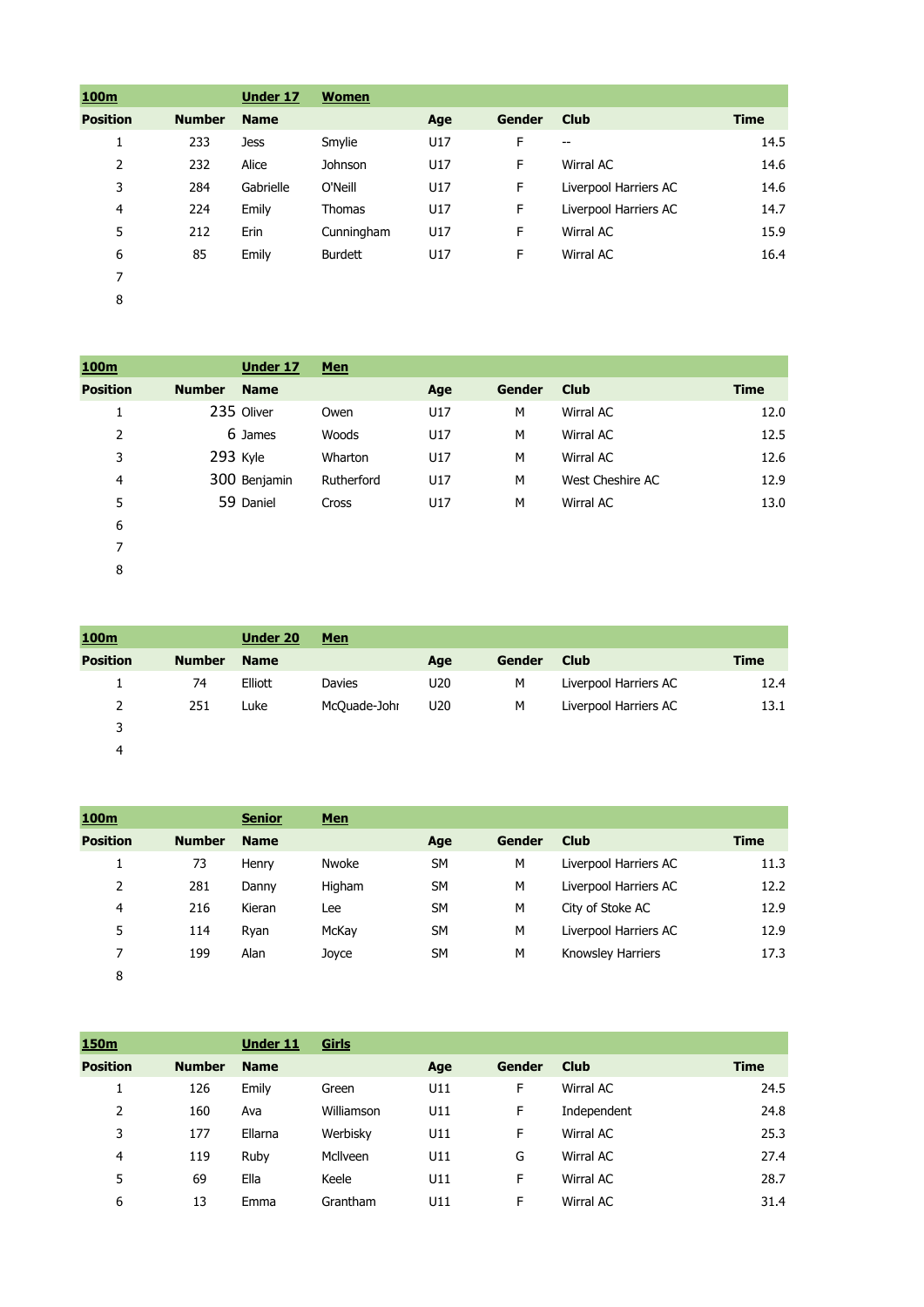| 100m | | Under 17 | Women | | | | |
|---|---|---|---|---|---|---|---|
| Position | Number | Name | | Age | Gender | Club | Time |
| 1 | 233 | Jess | Smylie | U17 | F | -- | 14.5 |
| 2 | 232 | Alice | Johnson | U17 | F | Wirral AC | 14.6 |
| 3 | 284 | Gabrielle | O'Neill | U17 | F | Liverpool Harriers AC | 14.6 |
| 4 | 224 | Emily | Thomas | U17 | F | Liverpool Harriers AC | 14.7 |
| 5 | 212 | Erin | Cunningham | U17 | F | Wirral AC | 15.9 |
| 6 | 85 | Emily | Burdett | U17 | F | Wirral AC | 16.4 |
| 7 | | | | | | | |
| 8 | | | | | | | |

| 100m | | Under 17 | Men | | | | |
|---|---|---|---|---|---|---|---|
| Position | Number | Name | | Age | Gender | Club | Time |
| 1 | 235 | Oliver | Owen | U17 | M | Wirral AC | 12.0 |
| 2 | 6 | James | Woods | U17 | M | Wirral AC | 12.5 |
| 3 | 293 | Kyle | Wharton | U17 | M | Wirral AC | 12.6 |
| 4 | 300 | Benjamin | Rutherford | U17 | M | West Cheshire AC | 12.9 |
| 5 | 59 | Daniel | Cross | U17 | M | Wirral AC | 13.0 |
| 6 | | | | | | | |
| 7 | | | | | | | |
| 8 | | | | | | | |

| 100m | | Under 20 | Men | | | | |
|---|---|---|---|---|---|---|---|
| Position | Number | Name | | Age | Gender | Club | Time |
| 1 | 74 | Elliott | Davies | U20 | M | Liverpool Harriers AC | 12.4 |
| 2 | 251 | Luke | McQuade-Johr | U20 | M | Liverpool Harriers AC | 13.1 |
| 3 | | | | | | | |
| 4 | | | | | | | |

| 100m | | Senior | Men | | | | |
|---|---|---|---|---|---|---|---|
| Position | Number | Name | | Age | Gender | Club | Time |
| 1 | 73 | Henry | Nwoke | SM | M | Liverpool Harriers AC | 11.3 |
| 2 | 281 | Danny | Higham | SM | M | Liverpool Harriers AC | 12.2 |
| 4 | 216 | Kieran | Lee | SM | M | City of Stoke AC | 12.9 |
| 5 | 114 | Ryan | McKay | SM | M | Liverpool Harriers AC | 12.9 |
| 7 | 199 | Alan | Joyce | SM | M | Knowsley Harriers | 17.3 |
| 8 | | | | | | | |

| 150m | | Under 11 | Girls | | | | |
|---|---|---|---|---|---|---|---|
| Position | Number | Name | | Age | Gender | Club | Time |
| 1 | 126 | Emily | Green | U11 | F | Wirral AC | 24.5 |
| 2 | 160 | Ava | Williamson | U11 | F | Independent | 24.8 |
| 3 | 177 | Ellarna | Werbisky | U11 | F | Wirral AC | 25.3 |
| 4 | 119 | Ruby | McIlveen | U11 | G | Wirral AC | 27.4 |
| 5 | 69 | Ella | Keele | U11 | F | Wirral AC | 28.7 |
| 6 | 13 | Emma | Grantham | U11 | F | Wirral AC | 31.4 |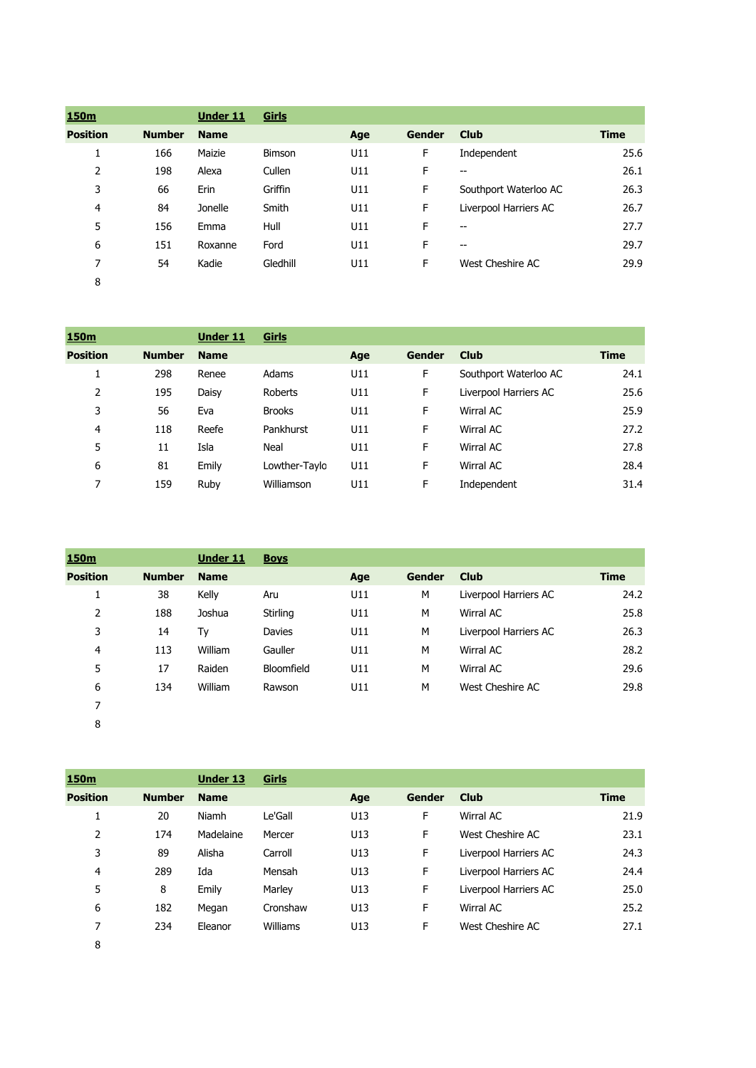| 150m | | Under 11 | Girls | | | | |
|---|---|---|---|---|---|---|---|
| **Position** | **Number** | **Name** | | **Age** | **Gender** | **Club** | **Time** |
| 1 | 166 | Maizie | Bimson | U11 | F | Independent | 25.6 |
| 2 | 198 | Alexa | Cullen | U11 | F | -- | 26.1 |
| 3 | 66 | Erin | Griffin | U11 | F | Southport Waterloo AC | 26.3 |
| 4 | 84 | Jonelle | Smith | U11 | F | Liverpool Harriers AC | 26.7 |
| 5 | 156 | Emma | Hull | U11 | F | -- | 27.7 |
| 6 | 151 | Roxanne | Ford | U11 | F | -- | 29.7 |
| 7 | 54 | Kadie | Gledhill | U11 | F | West Cheshire AC | 29.9 |
| 8 | | | | | | | |

| 150m | | Under 11 | Girls | | | | |
|---|---|---|---|---|---|---|---|
| **Position** | **Number** | **Name** | | **Age** | **Gender** | **Club** | **Time** |
| 1 | 298 | Renee | Adams | U11 | F | Southport Waterloo AC | 24.1 |
| 2 | 195 | Daisy | Roberts | U11 | F | Liverpool Harriers AC | 25.6 |
| 3 | 56 | Eva | Brooks | U11 | F | Wirral AC | 25.9 |
| 4 | 118 | Reefe | Pankhurst | U11 | F | Wirral AC | 27.2 |
| 5 | 11 | Isla | Neal | U11 | F | Wirral AC | 27.8 |
| 6 | 81 | Emily | Lowther-Taylo | U11 | F | Wirral AC | 28.4 |
| 7 | 159 | Ruby | Williamson | U11 | F | Independent | 31.4 |

| 150m | | Under 11 | Boys | | | | |
|---|---|---|---|---|---|---|---|
| **Position** | **Number** | **Name** | | **Age** | **Gender** | **Club** | **Time** |
| 1 | 38 | Kelly | Aru | U11 | M | Liverpool Harriers AC | 24.2 |
| 2 | 188 | Joshua | Stirling | U11 | M | Wirral AC | 25.8 |
| 3 | 14 | Ty | Davies | U11 | M | Liverpool Harriers AC | 26.3 |
| 4 | 113 | William | Gauller | U11 | M | Wirral AC | 28.2 |
| 5 | 17 | Raiden | Bloomfield | U11 | M | Wirral AC | 29.6 |
| 6 | 134 | William | Rawson | U11 | M | West Cheshire AC | 29.8 |
| 7 | | | | | | | |
| 8 | | | | | | | |

| 150m | | Under 13 | Girls | | | | |
|---|---|---|---|---|---|---|---|
| **Position** | **Number** | **Name** | | **Age** | **Gender** | **Club** | **Time** |
| 1 | 20 | Niamh | Le'Gall | U13 | F | Wirral AC | 21.9 |
| 2 | 174 | Madelaine | Mercer | U13 | F | West Cheshire AC | 23.1 |
| 3 | 89 | Alisha | Carroll | U13 | F | Liverpool Harriers AC | 24.3 |
| 4 | 289 | Ida | Mensah | U13 | F | Liverpool Harriers AC | 24.4 |
| 5 | 8 | Emily | Marley | U13 | F | Liverpool Harriers AC | 25.0 |
| 6 | 182 | Megan | Cronshaw | U13 | F | Wirral AC | 25.2 |
| 7 | 234 | Eleanor | Williams | U13 | F | West Cheshire AC | 27.1 |
| 8 | | | | | | | |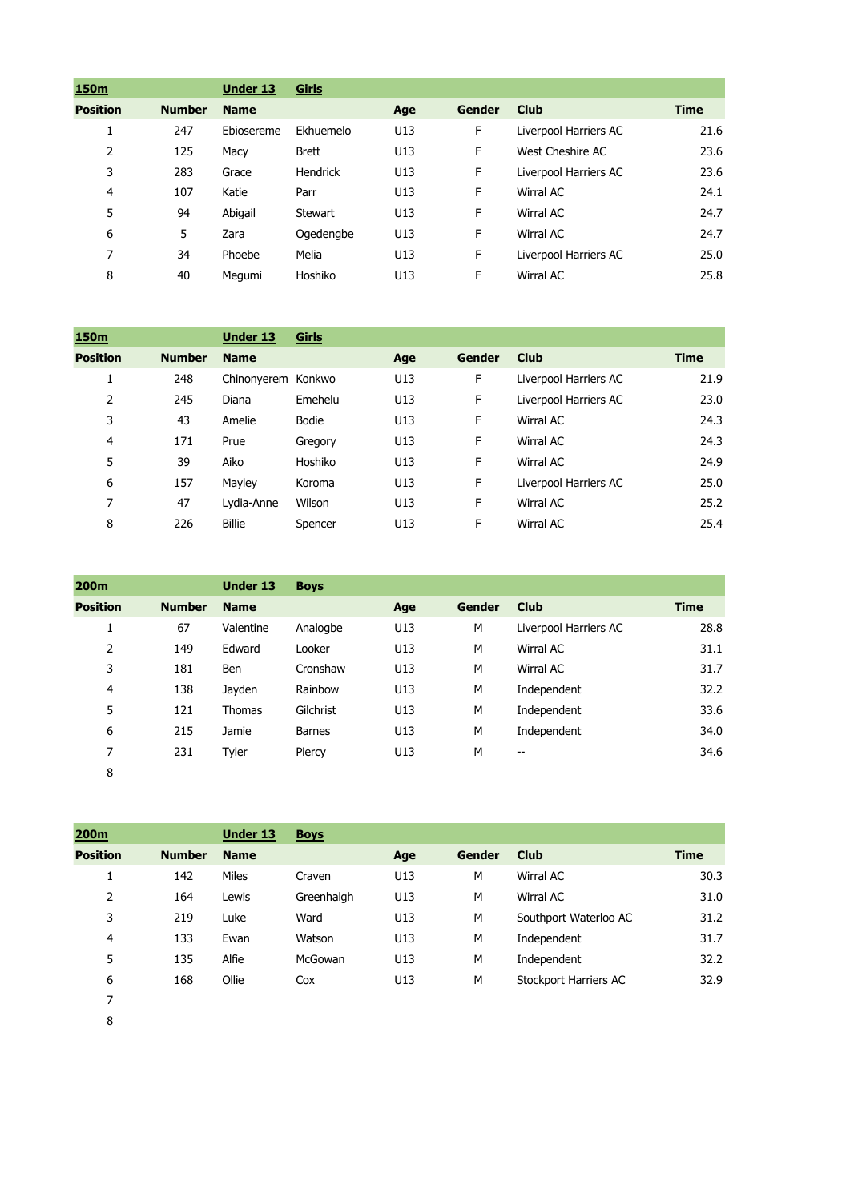| 150m | | Under 13 | Girls | | | | |
|---|---|---|---|---|---|---|---|
| **Position** | **Number** | **Name** | | **Age** | **Gender** | **Club** | **Time** |
| 1 | 247 | Ebiosereme | Ekhuemelo | U13 | F | Liverpool Harriers AC | 21.6 |
| 2 | 125 | Macy | Brett | U13 | F | West Cheshire AC | 23.6 |
| 3 | 283 | Grace | Hendrick | U13 | F | Liverpool Harriers AC | 23.6 |
| 4 | 107 | Katie | Parr | U13 | F | Wirral AC | 24.1 |
| 5 | 94 | Abigail | Stewart | U13 | F | Wirral AC | 24.7 |
| 6 | 5 | Zara | Ogedengbe | U13 | F | Wirral AC | 24.7 |
| 7 | 34 | Phoebe | Melia | U13 | F | Liverpool Harriers AC | 25.0 |
| 8 | 40 | Megumi | Hoshiko | U13 | F | Wirral AC | 25.8 |

| 150m | | Under 13 | Girls | | | | |
|---|---|---|---|---|---|---|---|
| **Position** | **Number** | **Name** | | **Age** | **Gender** | **Club** | **Time** |
| 1 | 248 | Chinonyerem | Konkwo | U13 | F | Liverpool Harriers AC | 21.9 |
| 2 | 245 | Diana | Emehelu | U13 | F | Liverpool Harriers AC | 23.0 |
| 3 | 43 | Amelie | Bodie | U13 | F | Wirral AC | 24.3 |
| 4 | 171 | Prue | Gregory | U13 | F | Wirral AC | 24.3 |
| 5 | 39 | Aiko | Hoshiko | U13 | F | Wirral AC | 24.9 |
| 6 | 157 | Mayley | Koroma | U13 | F | Liverpool Harriers AC | 25.0 |
| 7 | 47 | Lydia-Anne | Wilson | U13 | F | Wirral AC | 25.2 |
| 8 | 226 | Billie | Spencer | U13 | F | Wirral AC | 25.4 |

| 200m | | Under 13 | Boys | | | | |
|---|---|---|---|---|---|---|---|
| **Position** | **Number** | **Name** | | **Age** | **Gender** | **Club** | **Time** |
| 1 | 67 | Valentine | Analogbe | U13 | M | Liverpool Harriers AC | 28.8 |
| 2 | 149 | Edward | Looker | U13 | M | Wirral AC | 31.1 |
| 3 | 181 | Ben | Cronshaw | U13 | M | Wirral AC | 31.7 |
| 4 | 138 | Jayden | Rainbow | U13 | M | Independent | 32.2 |
| 5 | 121 | Thomas | Gilchrist | U13 | M | Independent | 33.6 |
| 6 | 215 | Jamie | Barnes | U13 | M | Independent | 34.0 |
| 7 | 231 | Tyler | Piercy | U13 | M | -- | 34.6 |
| 8 | | | | | | | |

| 200m | | Under 13 | Boys | | | | |
|---|---|---|---|---|---|---|---|
| **Position** | **Number** | **Name** | | **Age** | **Gender** | **Club** | **Time** |
| 1 | 142 | Miles | Craven | U13 | M | Wirral AC | 30.3 |
| 2 | 164 | Lewis | Greenhalgh | U13 | M | Wirral AC | 31.0 |
| 3 | 219 | Luke | Ward | U13 | M | Southport Waterloo AC | 31.2 |
| 4 | 133 | Ewan | Watson | U13 | M | Independent | 31.7 |
| 5 | 135 | Alfie | McGowan | U13 | M | Independent | 32.2 |
| 6 | 168 | Ollie | Cox | U13 | M | Stockport Harriers AC | 32.9 |
| 7 | | | | | | | |
| 8 | | | | | | | |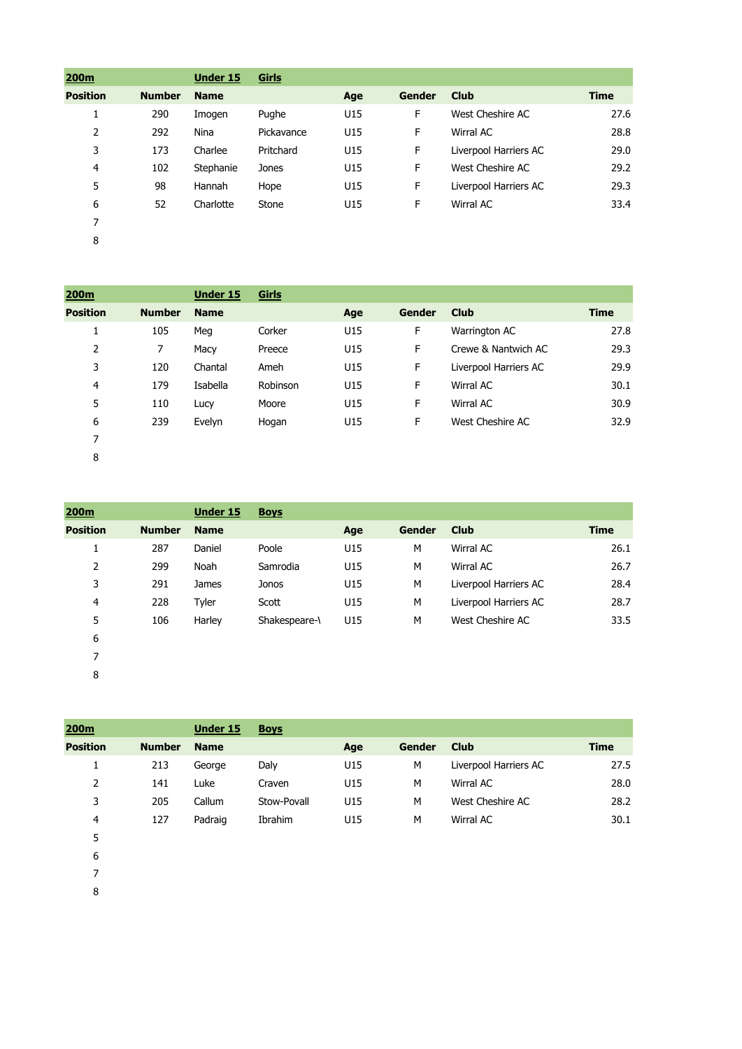| 200m | | Under 15 | Girls | | | | |
|---|---|---|---|---|---|---|---|
| Position | Number | Name | | Age | Gender | Club | Time |
| 1 | 290 | Imogen | Pughe | U15 | F | West Cheshire AC | 27.6 |
| 2 | 292 | Nina | Pickavance | U15 | F | Wirral AC | 28.8 |
| 3 | 173 | Charlee | Pritchard | U15 | F | Liverpool Harriers AC | 29.0 |
| 4 | 102 | Stephanie | Jones | U15 | F | West Cheshire AC | 29.2 |
| 5 | 98 | Hannah | Hope | U15 | F | Liverpool Harriers AC | 29.3 |
| 6 | 52 | Charlotte | Stone | U15 | F | Wirral AC | 33.4 |
| 7 | | | | | | | |
| 8 | | | | | | | |

| 200m | | Under 15 | Girls | | | | |
|---|---|---|---|---|---|---|---|
| Position | Number | Name | | Age | Gender | Club | Time |
| 1 | 105 | Meg | Corker | U15 | F | Warrington AC | 27.8 |
| 2 | 7 | Macy | Preece | U15 | F | Crewe & Nantwich AC | 29.3 |
| 3 | 120 | Chantal | Ameh | U15 | F | Liverpool Harriers AC | 29.9 |
| 4 | 179 | Isabella | Robinson | U15 | F | Wirral AC | 30.1 |
| 5 | 110 | Lucy | Moore | U15 | F | Wirral AC | 30.9 |
| 6 | 239 | Evelyn | Hogan | U15 | F | West Cheshire AC | 32.9 |
| 7 | | | | | | | |
| 8 | | | | | | | |

| 200m | | Under 15 | Boys | | | | |
|---|---|---|---|---|---|---|---|
| Position | Number | Name | | Age | Gender | Club | Time |
| 1 | 287 | Daniel | Poole | U15 | M | Wirral AC | 26.1 |
| 2 | 299 | Noah | Samrodia | U15 | M | Wirral AC | 26.7 |
| 3 | 291 | James | Jonos | U15 | M | Liverpool Harriers AC | 28.4 |
| 4 | 228 | Tyler | Scott | U15 | M | Liverpool Harriers AC | 28.7 |
| 5 | 106 | Harley | Shakespeare-\ | U15 | M | West Cheshire AC | 33.5 |
| 6 | | | | | | | |
| 7 | | | | | | | |
| 8 | | | | | | | |

| 200m | | Under 15 | Boys | | | | |
|---|---|---|---|---|---|---|---|
| Position | Number | Name | | Age | Gender | Club | Time |
| 1 | 213 | George | Daly | U15 | M | Liverpool Harriers AC | 27.5 |
| 2 | 141 | Luke | Craven | U15 | M | Wirral AC | 28.0 |
| 3 | 205 | Callum | Stow-Povall | U15 | M | West Cheshire AC | 28.2 |
| 4 | 127 | Padraig | Ibrahim | U15 | M | Wirral AC | 30.1 |
| 5 | | | | | | | |
| 6 | | | | | | | |
| 7 | | | | | | | |
| 8 | | | | | | | |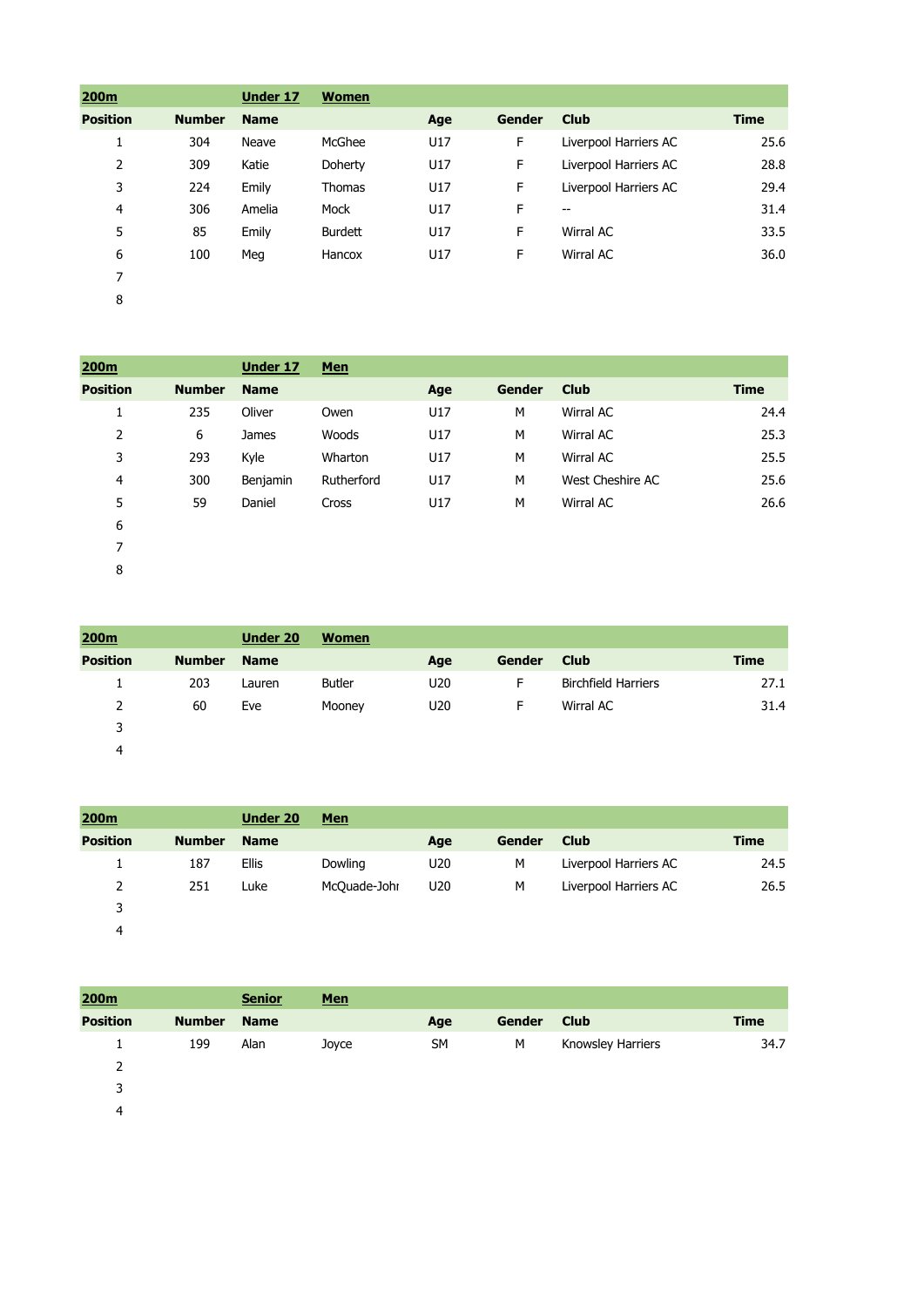| 200m | | Under 17 | Women | | | | |
|---|---|---|---|---|---|---|---|
| **Position** | **Number** | **Name** | | **Age** | **Gender** | **Club** | **Time** |
| 1 | 304 | Neave | McGhee | U17 | F | Liverpool Harriers AC | 25.6 |
| 2 | 309 | Katie | Doherty | U17 | F | Liverpool Harriers AC | 28.8 |
| 3 | 224 | Emily | Thomas | U17 | F | Liverpool Harriers AC | 29.4 |
| 4 | 306 | Amelia | Mock | U17 | F | -- | 31.4 |
| 5 | 85 | Emily | Burdett | U17 | F | Wirral AC | 33.5 |
| 6 | 100 | Meg | Hancox | U17 | F | Wirral AC | 36.0 |
| 7 | | | | | | | |
| 8 | | | | | | | |

| 200m | | Under 17 | Men | | | | |
|---|---|---|---|---|---|---|---|
| **Position** | **Number** | **Name** | | **Age** | **Gender** | **Club** | **Time** |
| 1 | 235 | Oliver | Owen | U17 | M | Wirral AC | 24.4 |
| 2 | 6 | James | Woods | U17 | M | Wirral AC | 25.3 |
| 3 | 293 | Kyle | Wharton | U17 | M | Wirral AC | 25.5 |
| 4 | 300 | Benjamin | Rutherford | U17 | M | West Cheshire AC | 25.6 |
| 5 | 59 | Daniel | Cross | U17 | M | Wirral AC | 26.6 |
| 6 | | | | | | | |
| 7 | | | | | | | |
| 8 | | | | | | | |

| 200m | | Under 20 | Women | | | | |
|---|---|---|---|---|---|---|---|
| **Position** | **Number** | **Name** | | **Age** | **Gender** | **Club** | **Time** |
| 1 | 203 | Lauren | Butler | U20 | F | Birchfield Harriers | 27.1 |
| 2 | 60 | Eve | Mooney | U20 | F | Wirral AC | 31.4 |
| 3 | | | | | | | |
| 4 | | | | | | | |

| 200m | | Under 20 | Men | | | | |
|---|---|---|---|---|---|---|---|
| **Position** | **Number** | **Name** | | **Age** | **Gender** | **Club** | **Time** |
| 1 | 187 | Ellis | Dowling | U20 | M | Liverpool Harriers AC | 24.5 |
| 2 | 251 | Luke | McQuade-Johr | U20 | M | Liverpool Harriers AC | 26.5 |
| 3 | | | | | | | |
| 4 | | | | | | | |

| 200m | | Senior | Men | | | | |
|---|---|---|---|---|---|---|---|
| **Position** | **Number** | **Name** | | **Age** | **Gender** | **Club** | **Time** |
| 1 | 199 | Alan | Joyce | SM | M | Knowsley Harriers | 34.7 |
| 2 | | | | | | | |
| 3 | | | | | | | |
| 4 | | | | | | | |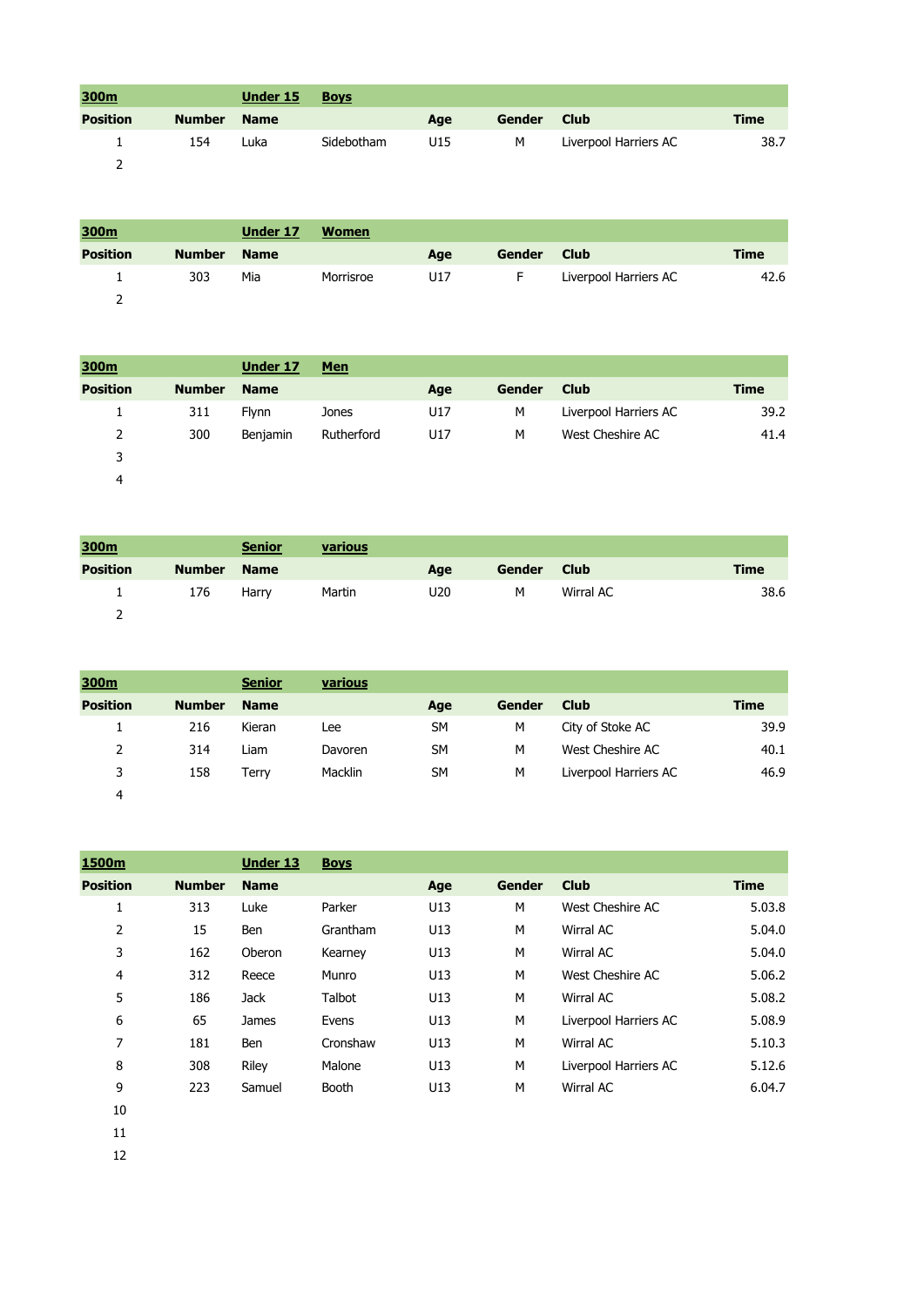| **300m** | | **Under 15** | **Boys** | | | | |
|---|---|---|---|---|---|---|---|
| **Position** | **Number** | **Name** | | **Age** | **Gender** | **Club** | **Time** |
| 1 | 154 | Luka | Sidebotham | U15 | M | Liverpool Harriers AC | 38.7 |
| 2 | | | | | | | |

| **300m** | | **Under 17** | **Women** | | | | |
|---|---|---|---|---|---|---|---|
| **Position** | **Number** | **Name** | | **Age** | **Gender** | **Club** | **Time** |
| 1 | 303 | Mia | Morrisroe | U17 | F | Liverpool Harriers AC | 42.6 |
| 2 | | | | | | | |

| **300m** | | **Under 17** | **Men** | | | | |
|---|---|---|---|---|---|---|---|
| **Position** | **Number** | **Name** | | **Age** | **Gender** | **Club** | **Time** |
| 1 | 311 | Flynn | Jones | U17 | M | Liverpool Harriers AC | 39.2 |
| 2 | 300 | Benjamin | Rutherford | U17 | M | West Cheshire AC | 41.4 |
| 3 | | | | | | | |
| 4 | | | | | | | |

| **300m** | | **Senior** | **various** | | | | |
|---|---|---|---|---|---|---|---|
| **Position** | **Number** | **Name** | | **Age** | **Gender** | **Club** | **Time** |
| 1 | 176 | Harry | Martin | U20 | M | Wirral AC | 38.6 |
| 2 | | | | | | | |

| **300m** | | **Senior** | **various** | | | | |
|---|---|---|---|---|---|---|---|
| **Position** | **Number** | **Name** | | **Age** | **Gender** | **Club** | **Time** |
| 1 | 216 | Kieran | Lee | SM | M | City of Stoke AC | 39.9 |
| 2 | 314 | Liam | Davoren | SM | M | West Cheshire AC | 40.1 |
| 3 | 158 | Terry | Macklin | SM | M | Liverpool Harriers AC | 46.9 |
| 4 | | | | | | | |

| **1500m** | | **Under 13** | **Boys** | | | | |
|---|---|---|---|---|---|---|---|
| **Position** | **Number** | **Name** | | **Age** | **Gender** | **Club** | **Time** |
| 1 | 313 | Luke | Parker | U13 | M | West Cheshire AC | 5.03.8 |
| 2 | 15 | Ben | Grantham | U13 | M | Wirral AC | 5.04.0 |
| 3 | 162 | Oberon | Kearney | U13 | M | Wirral AC | 5.04.0 |
| 4 | 312 | Reece | Munro | U13 | M | West Cheshire AC | 5.06.2 |
| 5 | 186 | Jack | Talbot | U13 | M | Wirral AC | 5.08.2 |
| 6 | 65 | James | Evens | U13 | M | Liverpool Harriers AC | 5.08.9 |
| 7 | 181 | Ben | Cronshaw | U13 | M | Wirral AC | 5.10.3 |
| 8 | 308 | Riley | Malone | U13 | M | Liverpool Harriers AC | 5.12.6 |
| 9 | 223 | Samuel | Booth | U13 | M | Wirral AC | 6.04.7 |
| 10 | | | | | | | |
| 11 | | | | | | | |
| 12 | | | | | | | |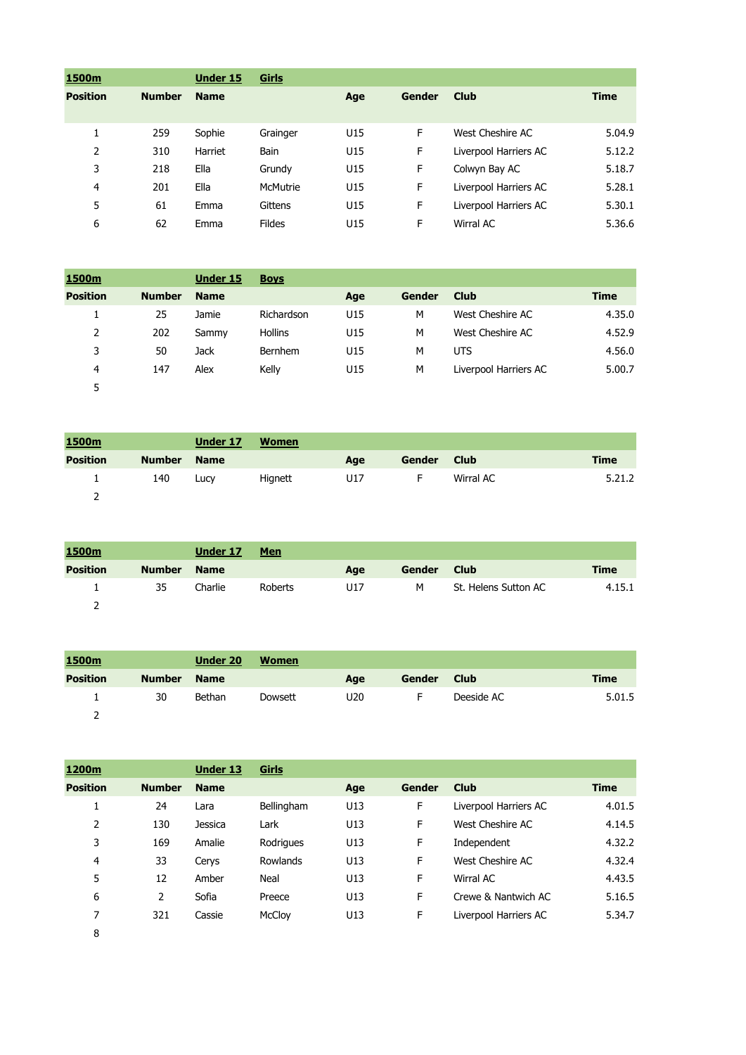| 1500m | | Under 15 | Girls | | | | |
|---|---|---|---|---|---|---|---|
| **Position** | **Number** | **Name** | | **Age** | **Gender** | **Club** | **Time** |
| 1 | 259 | Sophie | Grainger | U15 | F | West Cheshire AC | 5.04.9 |
| 2 | 310 | Harriet | Bain | U15 | F | Liverpool Harriers AC | 5.12.2 |
| 3 | 218 | Ella | Grundy | U15 | F | Colwyn Bay AC | 5.18.7 |
| 4 | 201 | Ella | McMutrie | U15 | F | Liverpool Harriers AC | 5.28.1 |
| 5 | 61 | Emma | Gittens | U15 | F | Liverpool Harriers AC | 5.30.1 |
| 6 | 62 | Emma | Fildes | U15 | F | Wirral AC | 5.36.6 |

| 1500m | | Under 15 | Boys | | | | |
|---|---|---|---|---|---|---|---|
| **Position** | **Number** | **Name** | | **Age** | **Gender** | **Club** | **Time** |
| 1 | 25 | Jamie | Richardson | U15 | M | West Cheshire AC | 4.35.0 |
| 2 | 202 | Sammy | Hollins | U15 | M | West Cheshire AC | 4.52.9 |
| 3 | 50 | Jack | Bernhem | U15 | M | UTS | 4.56.0 |
| 4 | 147 | Alex | Kelly | U15 | M | Liverpool Harriers AC | 5.00.7 |
| 5 | | | | | | | |

| 1500m | | Under 17 | Women | | | | |
|---|---|---|---|---|---|---|---|
| **Position** | **Number** | **Name** | | **Age** | **Gender** | **Club** | **Time** |
| 1 | 140 | Lucy | Hignett | U17 | F | Wirral AC | 5.21.2 |
| 2 | | | | | | | |

| 1500m | | Under 17 | Men | | | | |
|---|---|---|---|---|---|---|---|
| **Position** | **Number** | **Name** | | **Age** | **Gender** | **Club** | **Time** |
| 1 | 35 | Charlie | Roberts | U17 | M | St. Helens Sutton AC | 4.15.1 |
| 2 | | | | | | | |

| 1500m | | Under 20 | Women | | | | |
|---|---|---|---|---|---|---|---|
| **Position** | **Number** | **Name** | | **Age** | **Gender** | **Club** | **Time** |
| 1 | 30 | Bethan | Dowsett | U20 | F | Deeside AC | 5.01.5 |
| 2 | | | | | | | |

| 1200m | | Under 13 | Girls | | | | |
|---|---|---|---|---|---|---|---|
| **Position** | **Number** | **Name** | | **Age** | **Gender** | **Club** | **Time** |
| 1 | 24 | Lara | Bellingham | U13 | F | Liverpool Harriers AC | 4.01.5 |
| 2 | 130 | Jessica | Lark | U13 | F | West Cheshire AC | 4.14.5 |
| 3 | 169 | Amalie | Rodrigues | U13 | F | Independent | 4.32.2 |
| 4 | 33 | Cerys | Rowlands | U13 | F | West Cheshire AC | 4.32.4 |
| 5 | 12 | Amber | Neal | U13 | F | Wirral AC | 4.43.5 |
| 6 | 2 | Sofia | Preece | U13 | F | Crewe & Nantwich AC | 5.16.5 |
| 7 | 321 | Cassie | McCloy | U13 | F | Liverpool Harriers AC | 5.34.7 |
| 8 | | | | | | | |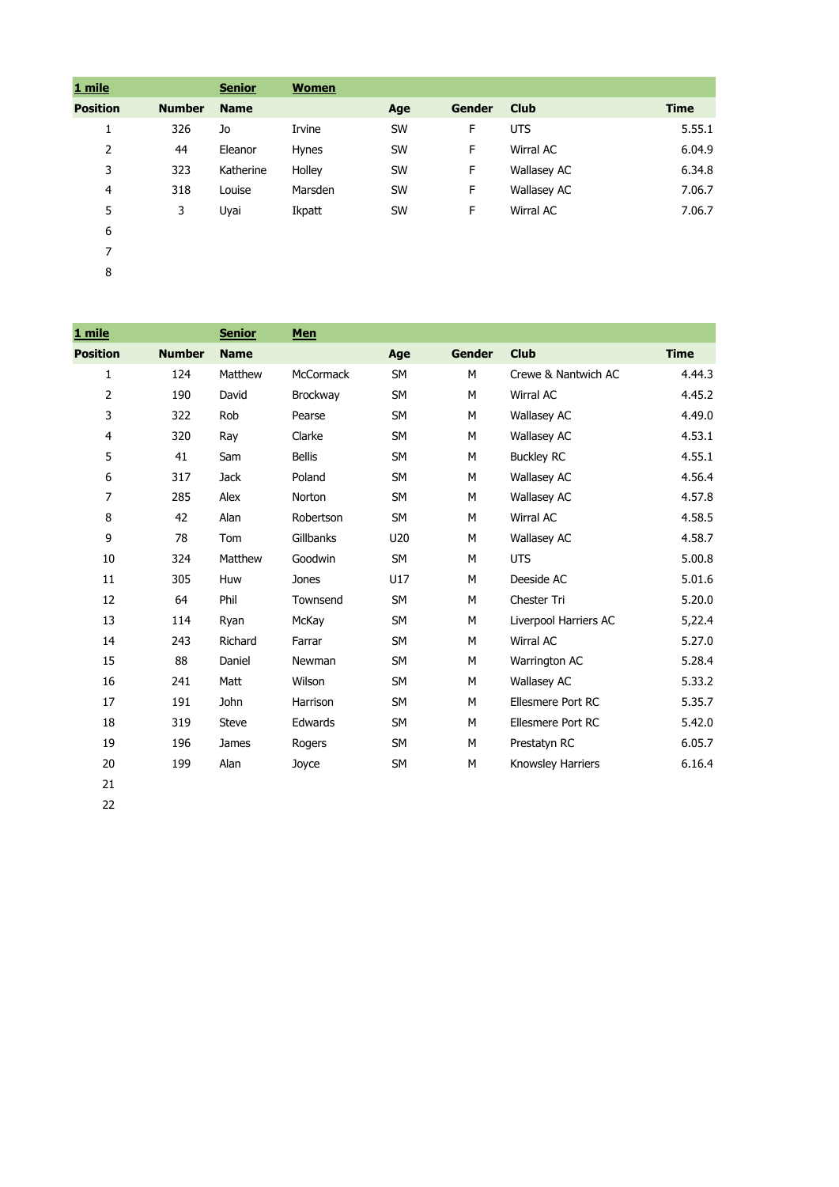| 1 mile | | Senior | Women | | | | |
|---|---|---|---|---|---|---|---|
| **Position** | **Number** | **Name** | | **Age** | **Gender** | **Club** | **Time** |
| 1 | 326 | Jo | Irvine | SW | F | UTS | 5.55.1 |
| 2 | 44 | Eleanor | Hynes | SW | F | Wirral AC | 6.04.9 |
| 3 | 323 | Katherine | Holley | SW | F | Wallasey AC | 6.34.8 |
| 4 | 318 | Louise | Marsden | SW | F | Wallasey AC | 7.06.7 |
| 5 | 3 | Uyai | Ikpatt | SW | F | Wirral AC | 7.06.7 |
| 6 | | | | | | | |
| 7 | | | | | | | |
| 8 | | | | | | | |

| 1 mile | | Senior | Men | | | | |
|---|---|---|---|---|---|---|---|
| **Position** | **Number** | **Name** | | **Age** | **Gender** | **Club** | **Time** |
| 1 | 124 | Matthew | McCormack | SM | M | Crewe & Nantwich AC | 4.44.3 |
| 2 | 190 | David | Brockway | SM | M | Wirral AC | 4.45.2 |
| 3 | 322 | Rob | Pearse | SM | M | Wallasey AC | 4.49.0 |
| 4 | 320 | Ray | Clarke | SM | M | Wallasey AC | 4.53.1 |
| 5 | 41 | Sam | Bellis | SM | M | Buckley RC | 4.55.1 |
| 6 | 317 | Jack | Poland | SM | M | Wallasey AC | 4.56.4 |
| 7 | 285 | Alex | Norton | SM | M | Wallasey AC | 4.57.8 |
| 8 | 42 | Alan | Robertson | SM | M | Wirral AC | 4.58.5 |
| 9 | 78 | Tom | Gillbanks | U20 | M | Wallasey AC | 4.58.7 |
| 10 | 324 | Matthew | Goodwin | SM | M | UTS | 5.00.8 |
| 11 | 305 | Huw | Jones | U17 | M | Deeside AC | 5.01.6 |
| 12 | 64 | Phil | Townsend | SM | M | Chester Tri | 5.20.0 |
| 13 | 114 | Ryan | McKay | SM | M | Liverpool Harriers AC | 5,22.4 |
| 14 | 243 | Richard | Farrar | SM | M | Wirral AC | 5.27.0 |
| 15 | 88 | Daniel | Newman | SM | M | Warrington AC | 5.28.4 |
| 16 | 241 | Matt | Wilson | SM | M | Wallasey AC | 5.33.2 |
| 17 | 191 | John | Harrison | SM | M | Ellesmere Port RC | 5.35.7 |
| 18 | 319 | Steve | Edwards | SM | M | Ellesmere Port RC | 5.42.0 |
| 19 | 196 | James | Rogers | SM | M | Prestatyn RC | 6.05.7 |
| 20 | 199 | Alan | Joyce | SM | M | Knowsley Harriers | 6.16.4 |
| 21 | | | | | | | |
| 22 | | | | | | | |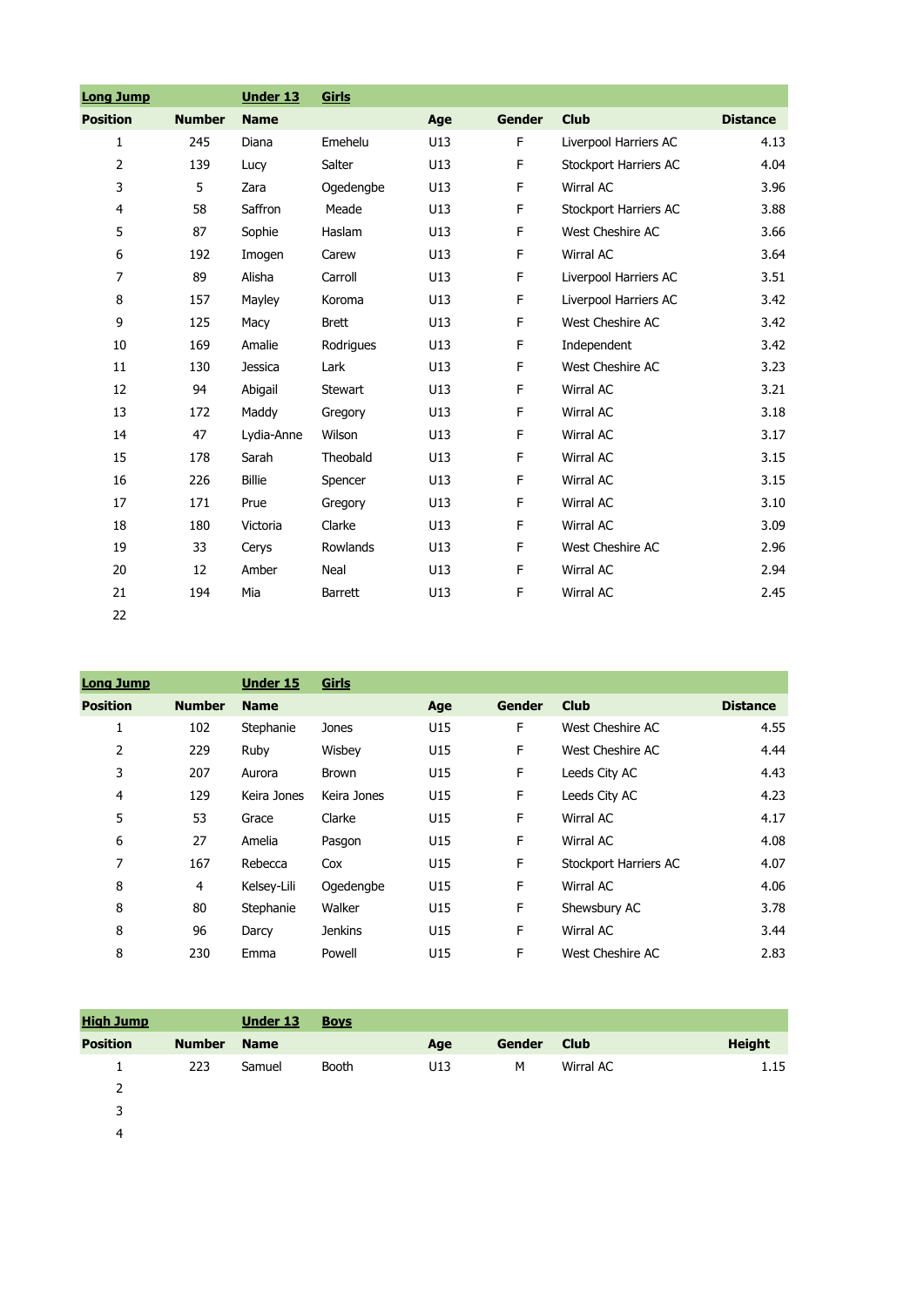| Long Jump | | Under 13 | Girls | | | | |
|---|---|---|---|---|---|---|---|
| **Position** | **Number** | **Name** | | **Age** | **Gender** | **Club** | **Distance** |
| 1 | 245 | Diana | Emehelu | U13 | F | Liverpool Harriers AC | 4.13 |
| 2 | 139 | Lucy | Salter | U13 | F | Stockport Harriers AC | 4.04 |
| 3 | 5 | Zara | Ogedengbe | U13 | F | Wirral AC | 3.96 |
| 4 | 58 | Saffron | Meade | U13 | F | Stockport Harriers AC | 3.88 |
| 5 | 87 | Sophie | Haslam | U13 | F | West Cheshire AC | 3.66 |
| 6 | 192 | Imogen | Carew | U13 | F | Wirral AC | 3.64 |
| 7 | 89 | Alisha | Carroll | U13 | F | Liverpool Harriers AC | 3.51 |
| 8 | 157 | Mayley | Koroma | U13 | F | Liverpool Harriers AC | 3.42 |
| 9 | 125 | Macy | Brett | U13 | F | West Cheshire AC | 3.42 |
| 10 | 169 | Amalie | Rodrigues | U13 | F | Independent | 3.42 |
| 11 | 130 | Jessica | Lark | U13 | F | West Cheshire AC | 3.23 |
| 12 | 94 | Abigail | Stewart | U13 | F | Wirral AC | 3.21 |
| 13 | 172 | Maddy | Gregory | U13 | F | Wirral AC | 3.18 |
| 14 | 47 | Lydia-Anne | Wilson | U13 | F | Wirral AC | 3.17 |
| 15 | 178 | Sarah | Theobald | U13 | F | Wirral AC | 3.15 |
| 16 | 226 | Billie | Spencer | U13 | F | Wirral AC | 3.15 |
| 17 | 171 | Prue | Gregory | U13 | F | Wirral AC | 3.10 |
| 18 | 180 | Victoria | Clarke | U13 | F | Wirral AC | 3.09 |
| 19 | 33 | Cerys | Rowlands | U13 | F | West Cheshire AC | 2.96 |
| 20 | 12 | Amber | Neal | U13 | F | Wirral AC | 2.94 |
| 21 | 194 | Mia | Barrett | U13 | F | Wirral AC | 2.45 |
| 22 | | | | | | | |

| Long Jump | | Under 15 | Girls | | | | |
|---|---|---|---|---|---|---|---|
| **Position** | **Number** | **Name** | | **Age** | **Gender** | **Club** | **Distance** |
| 1 | 102 | Stephanie | Jones | U15 | F | West Cheshire AC | 4.55 |
| 2 | 229 | Ruby | Wisbey | U15 | F | West Cheshire AC | 4.44 |
| 3 | 207 | Aurora | Brown | U15 | F | Leeds City AC | 4.43 |
| 4 | 129 | Keira Jones | Keira Jones | U15 | F | Leeds City AC | 4.23 |
| 5 | 53 | Grace | Clarke | U15 | F | Wirral AC | 4.17 |
| 6 | 27 | Amelia | Pasgon | U15 | F | Wirral AC | 4.08 |
| 7 | 167 | Rebecca | Cox | U15 | F | Stockport Harriers AC | 4.07 |
| 8 | 4 | Kelsey-Lili | Ogedengbe | U15 | F | Wirral AC | 4.06 |
| 8 | 80 | Stephanie | Walker | U15 | F | Shewsbury AC | 3.78 |
| 8 | 96 | Darcy | Jenkins | U15 | F | Wirral AC | 3.44 |
| 8 | 230 | Emma | Powell | U15 | F | West Cheshire AC | 2.83 |

| High Jump | | Under 13 | Boys | | | | |
|---|---|---|---|---|---|---|---|
| **Position** | **Number** | **Name** | | **Age** | **Gender** | **Club** | **Height** |
| 1 | 223 | Samuel | Booth | U13 | M | Wirral AC | 1.15 |
| 2 | | | | | | | |
| 3 | | | | | | | |
| 4 | | | | | | | |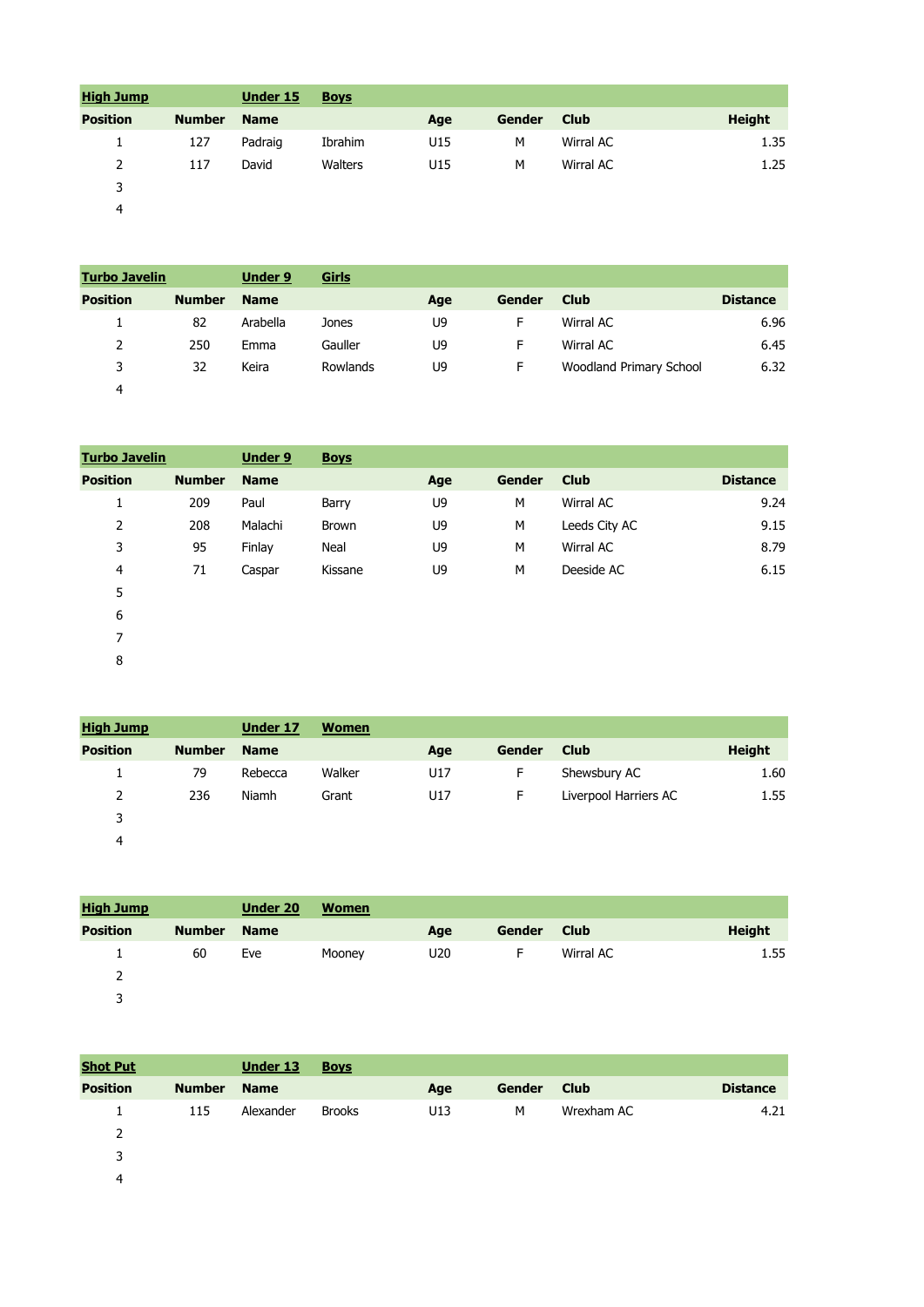| High Jump | | Under 15 | Boys | | | | |
|---|---|---|---|---|---|---|---|
| Position | Number | Name | | Age | Gender | Club | Height |
| 1 | 127 | Padraig | Ibrahim | U15 | M | Wirral AC | 1.35 |
| 2 | 117 | David | Walters | U15 | M | Wirral AC | 1.25 |
| 3 | | | | | | | |
| 4 | | | | | | | |

| Turbo Javelin | | Under 9 | Girls | | | | |
|---|---|---|---|---|---|---|---|
| Position | Number | Name | | Age | Gender | Club | Distance |
| 1 | 82 | Arabella | Jones | U9 | F | Wirral AC | 6.96 |
| 2 | 250 | Emma | Gauller | U9 | F | Wirral AC | 6.45 |
| 3 | 32 | Keira | Rowlands | U9 | F | Woodland Primary School | 6.32 |
| 4 | | | | | | | |

| Turbo Javelin | | Under 9 | Boys | | | | |
|---|---|---|---|---|---|---|---|
| Position | Number | Name | | Age | Gender | Club | Distance |
| 1 | 209 | Paul | Barry | U9 | M | Wirral AC | 9.24 |
| 2 | 208 | Malachi | Brown | U9 | M | Leeds City AC | 9.15 |
| 3 | 95 | Finlay | Neal | U9 | M | Wirral AC | 8.79 |
| 4 | 71 | Caspar | Kissane | U9 | M | Deeside AC | 6.15 |
| 5 | | | | | | | |
| 6 | | | | | | | |
| 7 | | | | | | | |
| 8 | | | | | | | |

| High Jump | | Under 17 | Women | | | | |
|---|---|---|---|---|---|---|---|
| Position | Number | Name | | Age | Gender | Club | Height |
| 1 | 79 | Rebecca | Walker | U17 | F | Shewsbury AC | 1.60 |
| 2 | 236 | Niamh | Grant | U17 | F | Liverpool Harriers AC | 1.55 |
| 3 | | | | | | | |
| 4 | | | | | | | |

| High Jump | | Under 20 | Women | | | | |
|---|---|---|---|---|---|---|---|
| Position | Number | Name | | Age | Gender | Club | Height |
| 1 | 60 | Eve | Mooney | U20 | F | Wirral AC | 1.55 |
| 2 | | | | | | | |
| 3 | | | | | | | |

| Shot Put | | Under 13 | Boys | | | | |
|---|---|---|---|---|---|---|---|
| Position | Number | Name | | Age | Gender | Club | Distance |
| 1 | 115 | Alexander | Brooks | U13 | M | Wrexham AC | 4.21 |
| 2 | | | | | | | |
| 3 | | | | | | | |
| 4 | | | | | | | |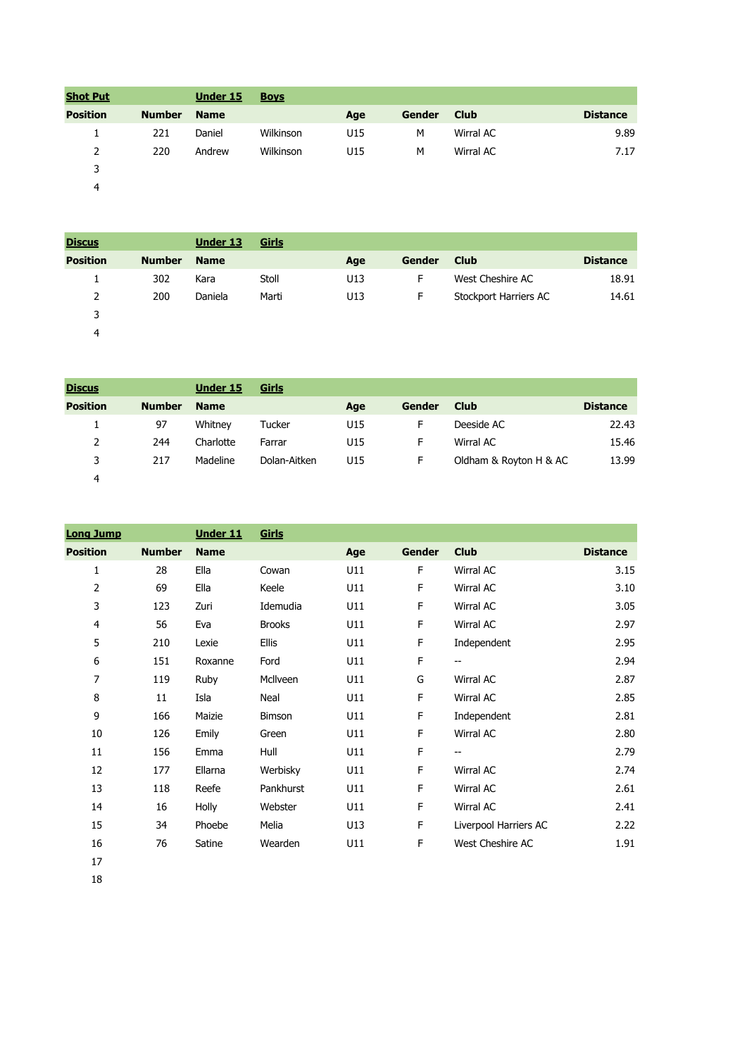| Shot Put | | Under 15 | Boys | | | | |
|---|---|---|---|---|---|---|---|
| Position | Number | Name | | Age | Gender | Club | Distance |
| 1 | 221 | Daniel | Wilkinson | U15 | M | Wirral AC | 9.89 |
| 2 | 220 | Andrew | Wilkinson | U15 | M | Wirral AC | 7.17 |
| 3 | | | | | | | |
| 4 | | | | | | | |

| Discus | | Under 13 | Girls | | | | |
|---|---|---|---|---|---|---|---|
| Position | Number | Name | | Age | Gender | Club | Distance |
| 1 | 302 | Kara | Stoll | U13 | F | West Cheshire AC | 18.91 |
| 2 | 200 | Daniela | Marti | U13 | F | Stockport Harriers AC | 14.61 |
| 3 | | | | | | | |
| 4 | | | | | | | |

| Discus | | Under 15 | Girls | | | | |
|---|---|---|---|---|---|---|---|
| Position | Number | Name | | Age | Gender | Club | Distance |
| 1 | 97 | Whitney | Tucker | U15 | F | Deeside AC | 22.43 |
| 2 | 244 | Charlotte | Farrar | U15 | F | Wirral AC | 15.46 |
| 3 | 217 | Madeline | Dolan-Aitken | U15 | F | Oldham & Royton H & AC | 13.99 |
| 4 | | | | | | | |

| Long Jump | | Under 11 | Girls | | | | |
|---|---|---|---|---|---|---|---|
| Position | Number | Name | | Age | Gender | Club | Distance |
| 1 | 28 | Ella | Cowan | U11 | F | Wirral AC | 3.15 |
| 2 | 69 | Ella | Keele | U11 | F | Wirral AC | 3.10 |
| 3 | 123 | Zuri | Idemudia | U11 | F | Wirral AC | 3.05 |
| 4 | 56 | Eva | Brooks | U11 | F | Wirral AC | 2.97 |
| 5 | 210 | Lexie | Ellis | U11 | F | Independent | 2.95 |
| 6 | 151 | Roxanne | Ford | U11 | F | -- | 2.94 |
| 7 | 119 | Ruby | McIlveen | U11 | G | Wirral AC | 2.87 |
| 8 | 11 | Isla | Neal | U11 | F | Wirral AC | 2.85 |
| 9 | 166 | Maizie | Bimson | U11 | F | Independent | 2.81 |
| 10 | 126 | Emily | Green | U11 | F | Wirral AC | 2.80 |
| 11 | 156 | Emma | Hull | U11 | F | -- | 2.79 |
| 12 | 177 | Ellarna | Werbisky | U11 | F | Wirral AC | 2.74 |
| 13 | 118 | Reefe | Pankhurst | U11 | F | Wirral AC | 2.61 |
| 14 | 16 | Holly | Webster | U11 | F | Wirral AC | 2.41 |
| 15 | 34 | Phoebe | Melia | U13 | F | Liverpool Harriers AC | 2.22 |
| 16 | 76 | Satine | Wearden | U11 | F | West Cheshire AC | 1.91 |
| 17 | | | | | | | |
| 18 | | | | | | | |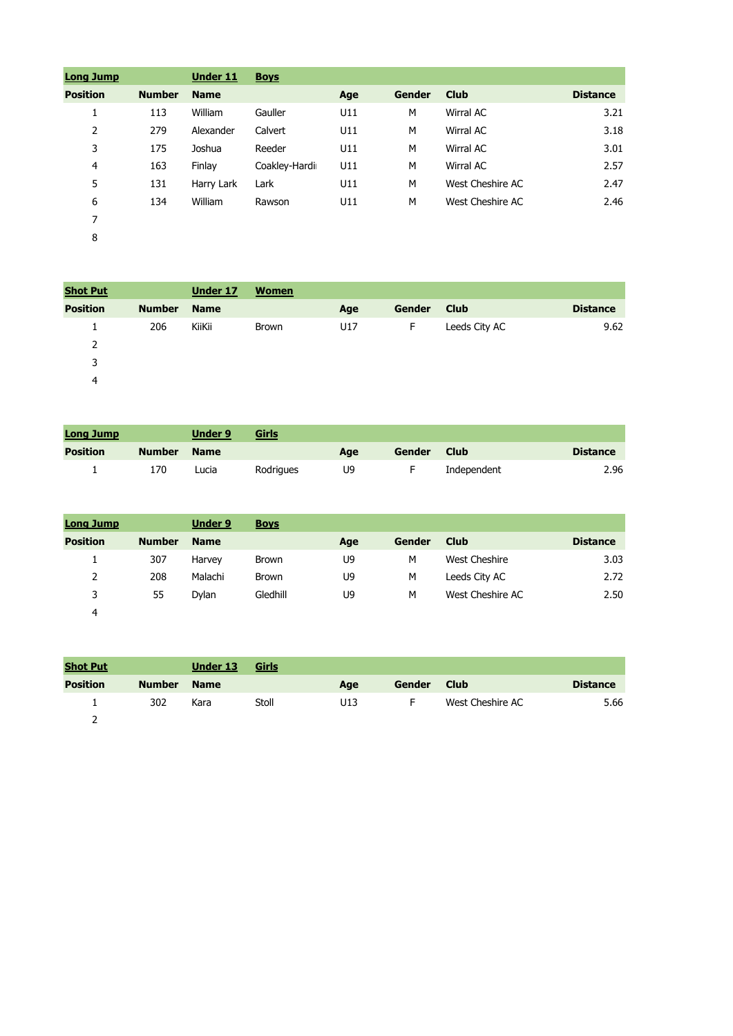| Long Jump | | Under 11 | Boys | | | | |
|---|---|---|---|---|---|---|---|
| **Position** | **Number** | **Name** | | **Age** | **Gender** | **Club** | **Distance** |
| 1 | 113 | William | Gauller | U11 | M | Wirral AC | 3.21 |
| 2 | 279 | Alexander | Calvert | U11 | M | Wirral AC | 3.18 |
| 3 | 175 | Joshua | Reeder | U11 | M | Wirral AC | 3.01 |
| 4 | 163 | Finlay | Coakley-Hardi | U11 | M | Wirral AC | 2.57 |
| 5 | 131 | Harry Lark | Lark | U11 | M | West Cheshire AC | 2.47 |
| 6 | 134 | William | Rawson | U11 | M | West Cheshire AC | 2.46 |
| 7 | | | | | | | |
| 8 | | | | | | | |

| Shot Put | | Under 17 | Women | | | | |
|---|---|---|---|---|---|---|---|
| **Position** | **Number** | **Name** | | **Age** | **Gender** | **Club** | **Distance** |
| 1 | 206 | KiiKii | Brown | U17 | F | Leeds City AC | 9.62 |
| 2 | | | | | | | |
| 3 | | | | | | | |
| 4 | | | | | | | |

| Long Jump | | Under 9 | Girls | | | | |
|---|---|---|---|---|---|---|---|
| **Position** | **Number** | **Name** | | **Age** | **Gender** | **Club** | **Distance** |
| 1 | 170 | Lucia | Rodrigues | U9 | F | Independent | 2.96 |

| Long Jump | | Under 9 | Boys | | | | |
|---|---|---|---|---|---|---|---|
| **Position** | **Number** | **Name** | | **Age** | **Gender** | **Club** | **Distance** |
| 1 | 307 | Harvey | Brown | U9 | M | West Cheshire | 3.03 |
| 2 | 208 | Malachi | Brown | U9 | M | Leeds City AC | 2.72 |
| 3 | 55 | Dylan | Gledhill | U9 | M | West Cheshire AC | 2.50 |
| 4 | | | | | | | |

| Shot Put | | Under 13 | Girls | | | | |
|---|---|---|---|---|---|---|---|
| **Position** | **Number** | **Name** | | **Age** | **Gender** | **Club** | **Distance** |
| 1 | 302 | Kara | Stoll | U13 | F | West Cheshire AC | 5.66 |
| 2 | | | | | | | |